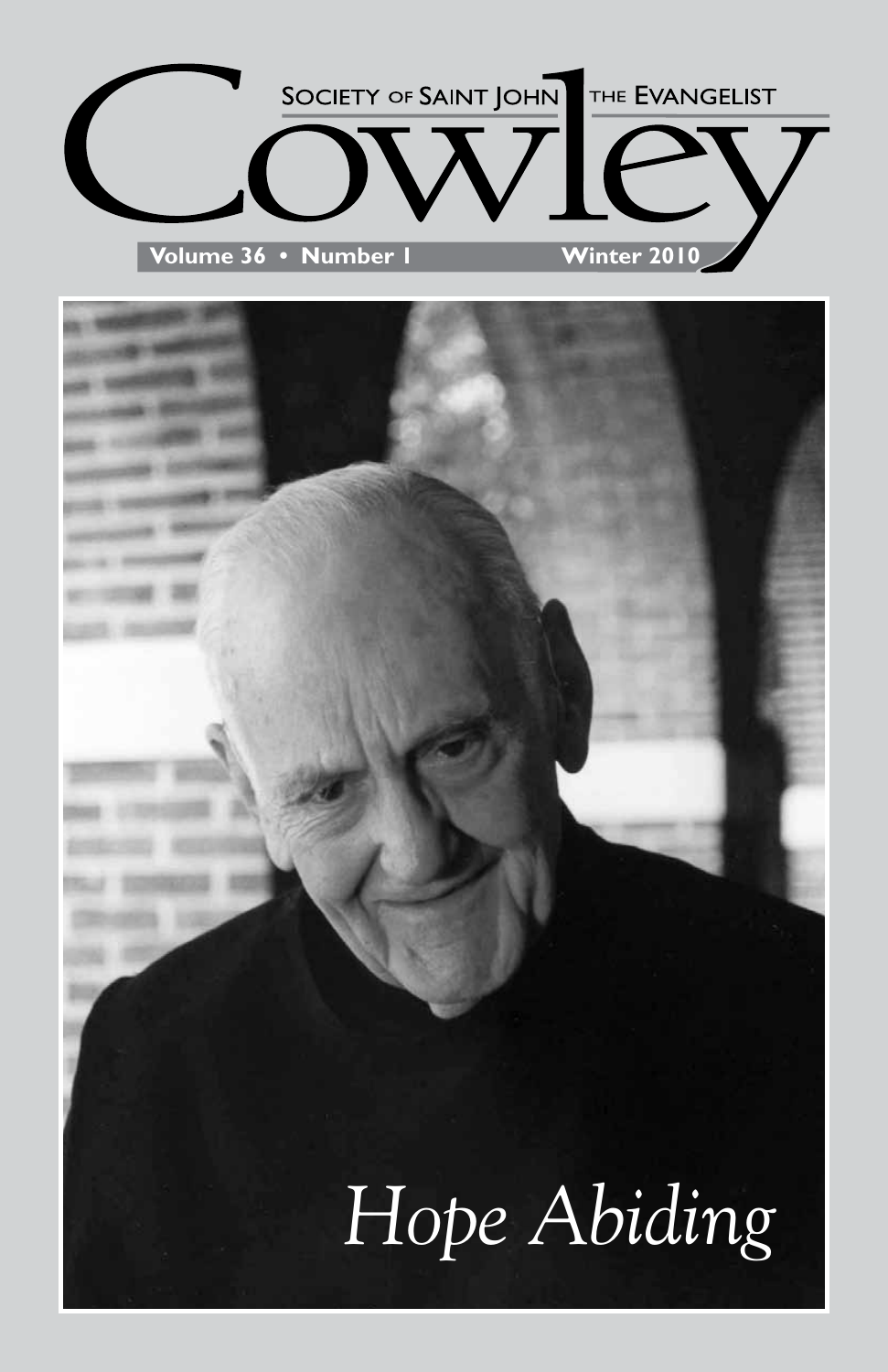Society of Saint John the Evangelist

# Cowley

**Volume 36 • Number 1** **Winter 2010**

*Hope Abiding*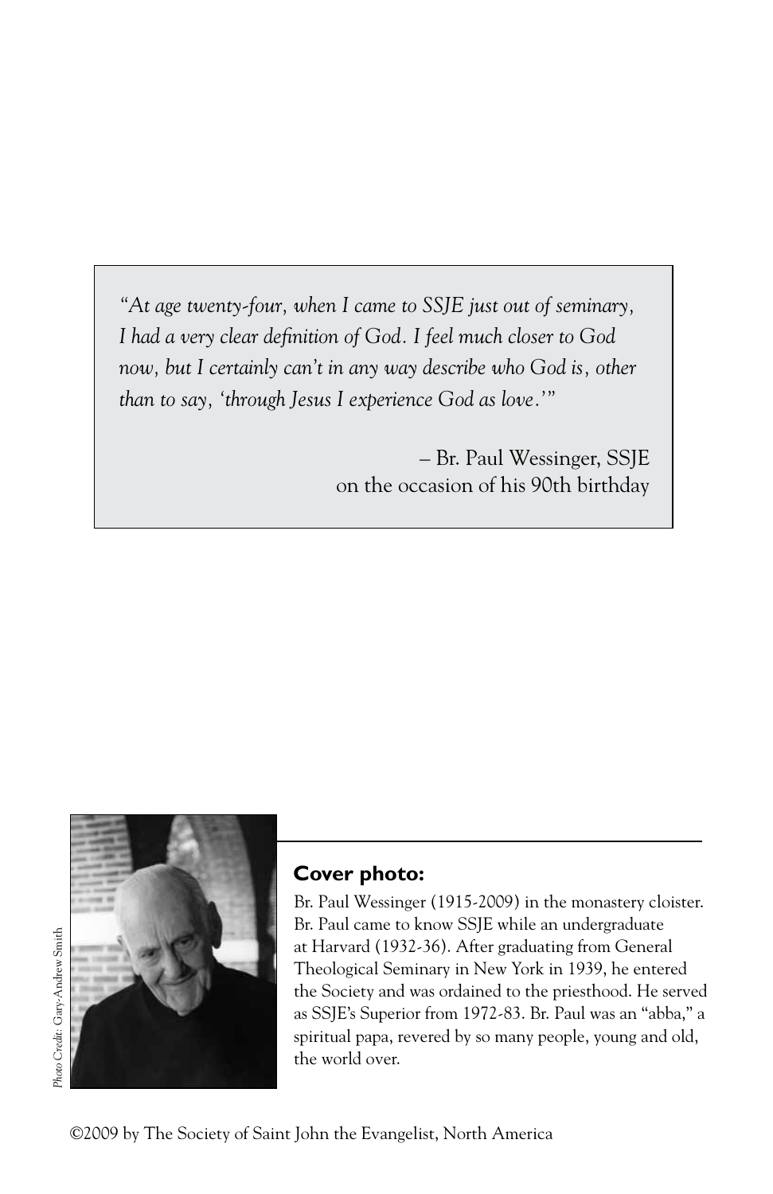*"At age twenty-four, when I came to SSJE just out of seminary, I had a very clear definition of God. I feel much closer to God now, but I certainly can't in any way describe who God is, other than to say, 'through Jesus I experience God as love.'"*

– Br. Paul Wessinger, SSJE
on the occasion of his 90th birthday

*Photo Credit:* Gary-Andrew Smith

**Cover photo:**

Br. Paul Wessinger (1915-2009) in the monastery cloister. Br. Paul came to know SSJE while an undergraduate at Harvard (1932-36). After graduating from General Theological Seminary in New York in 1939, he entered the Society and was ordained to the priesthood. He served as SSJE's Superior from 1972-83. Br. Paul was an "abba," a spiritual papa, revered by so many people, young and old, the world over.

©2009 by The Society of Saint John the Evangelist, North America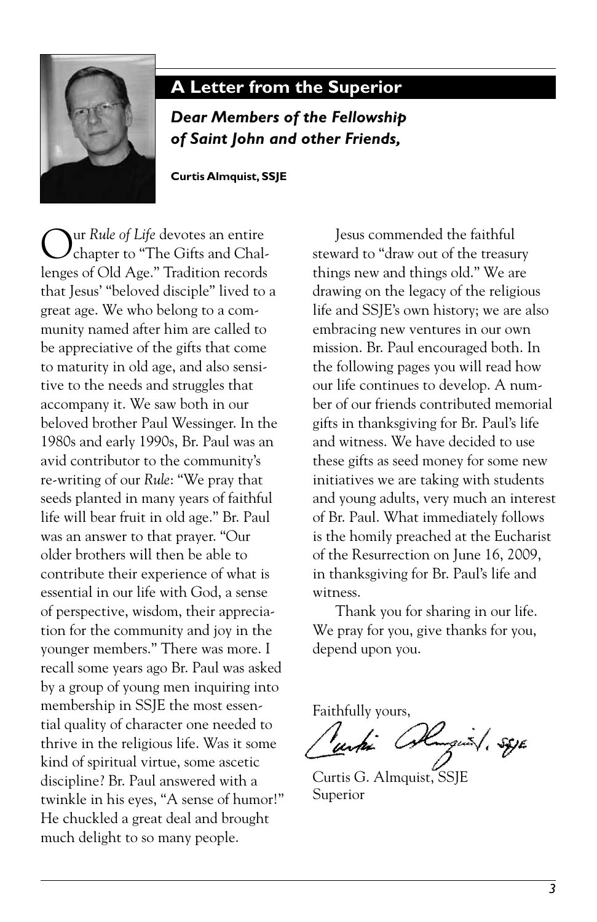## A Letter from the Superior

***Dear Members of the Fellowship of Saint John and other Friends,***

**Curtis Almquist, SSJE**

Our *Rule of Life* devotes an entire chapter to "The Gifts and Challenges of Old Age." Tradition records that Jesus' "beloved disciple" lived to a great age. We who belong to a community named after him are called to be appreciative of the gifts that come to maturity in old age, and also sensitive to the needs and struggles that accompany it. We saw both in our beloved brother Paul Wessinger. In the 1980s and early 1990s, Br. Paul was an avid contributor to the community's re-writing of our *Rule*: "We pray that seeds planted in many years of faithful life will bear fruit in old age." Br. Paul was an answer to that prayer. "Our older brothers will then be able to contribute their experience of what is essential in our life with God, a sense of perspective, wisdom, their appreciation for the community and joy in the younger members." There was more. I recall some years ago Br. Paul was asked by a group of young men inquiring into membership in SSJE the most essential quality of character one needed to thrive in the religious life. Was it some kind of spiritual virtue, some ascetic discipline? Br. Paul answered with a twinkle in his eyes, "A sense of humor!" He chuckled a great deal and brought much delight to so many people.

Jesus commended the faithful steward to "draw out of the treasury things new and things old." We are drawing on the legacy of the religious life and SSJE's own history; we are also embracing new ventures in our own mission. Br. Paul encouraged both. In the following pages you will read how our life continues to develop. A number of our friends contributed memorial gifts in thanksgiving for Br. Paul's life and witness. We have decided to use these gifts as seed money for some new initiatives we are taking with students and young adults, very much an interest of Br. Paul. What immediately follows is the homily preached at the Eucharist of the Resurrection on June 16, 2009, in thanksgiving for Br. Paul's life and witness.

Thank you for sharing in our life. We pray for you, give thanks for you, depend upon you.

Faithfully yours,

Curtis G. Almquist, SSJE
Superior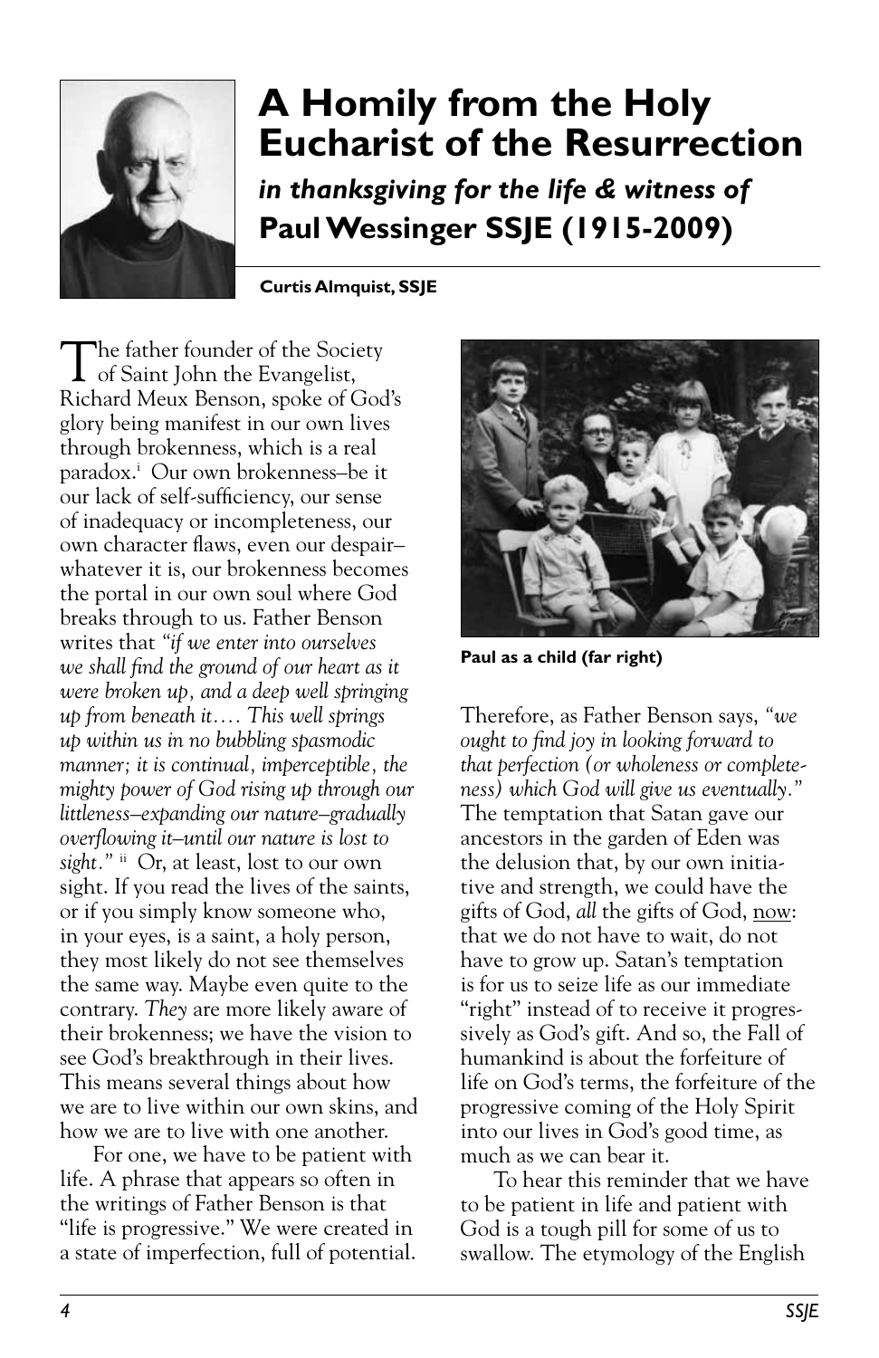# A Homily from the Holy Eucharist of the Resurrection

***in thanksgiving for the life & witness of***
**Paul Wessinger SSJE (1915-2009)**

**Curtis Almquist, SSJE**

The father founder of the Society of Saint John the Evangelist, Richard Meux Benson, spoke of God's glory being manifest in our own lives through brokenness, which is a real paradox.[i] Our own brokenness–be it our lack of self-sufficiency, our sense of inadequacy or incompleteness, our own character flaws, even our despair–whatever it is, our brokenness becomes the portal in our own soul where God breaks through to us. Father Benson writes that *"if we enter into ourselves we shall find the ground of our heart as it were broken up, and a deep well springing up from beneath it…. This well springs up within us in no bubbling spasmodic manner; it is continual, imperceptible, the mighty power of God rising up through our littleness–expanding our nature–gradually overflowing it–until our nature is lost to sight."* [ii] Or, at least, lost to our own sight. If you read the lives of the saints, or if you simply know someone who, in your eyes, is a saint, a holy person, they most likely do not see themselves the same way. Maybe even quite to the contrary. *They* are more likely aware of their brokenness; we have the vision to see God's breakthrough in their lives. This means several things about how we are to live within our own skins, and how we are to live with one another.

For one, we have to be patient with life. A phrase that appears so often in the writings of Father Benson is that "life is progressive." We were created in a state of imperfection, full of potential.

**Paul as a child (far right)**

Therefore, as Father Benson says, *"we ought to find joy in looking forward to that perfection (or wholeness or completeness) which God will give us eventually."* The temptation that Satan gave our ancestors in the garden of Eden was the delusion that, by our own initiative and strength, we could have the gifts of God, *all* the gifts of God, <u>now</u>: that we do not have to wait, do not have to grow up. Satan's temptation is for us to seize life as our immediate "right" instead of to receive it progressively as God's gift. And so, the Fall of humankind is about the forfeiture of life on God's terms, the forfeiture of the progressive coming of the Holy Spirit into our lives in God's good time, as much as we can bear it.

To hear this reminder that we have to be patient in life and patient with God is a tough pill for some of us to swallow. The etymology of the English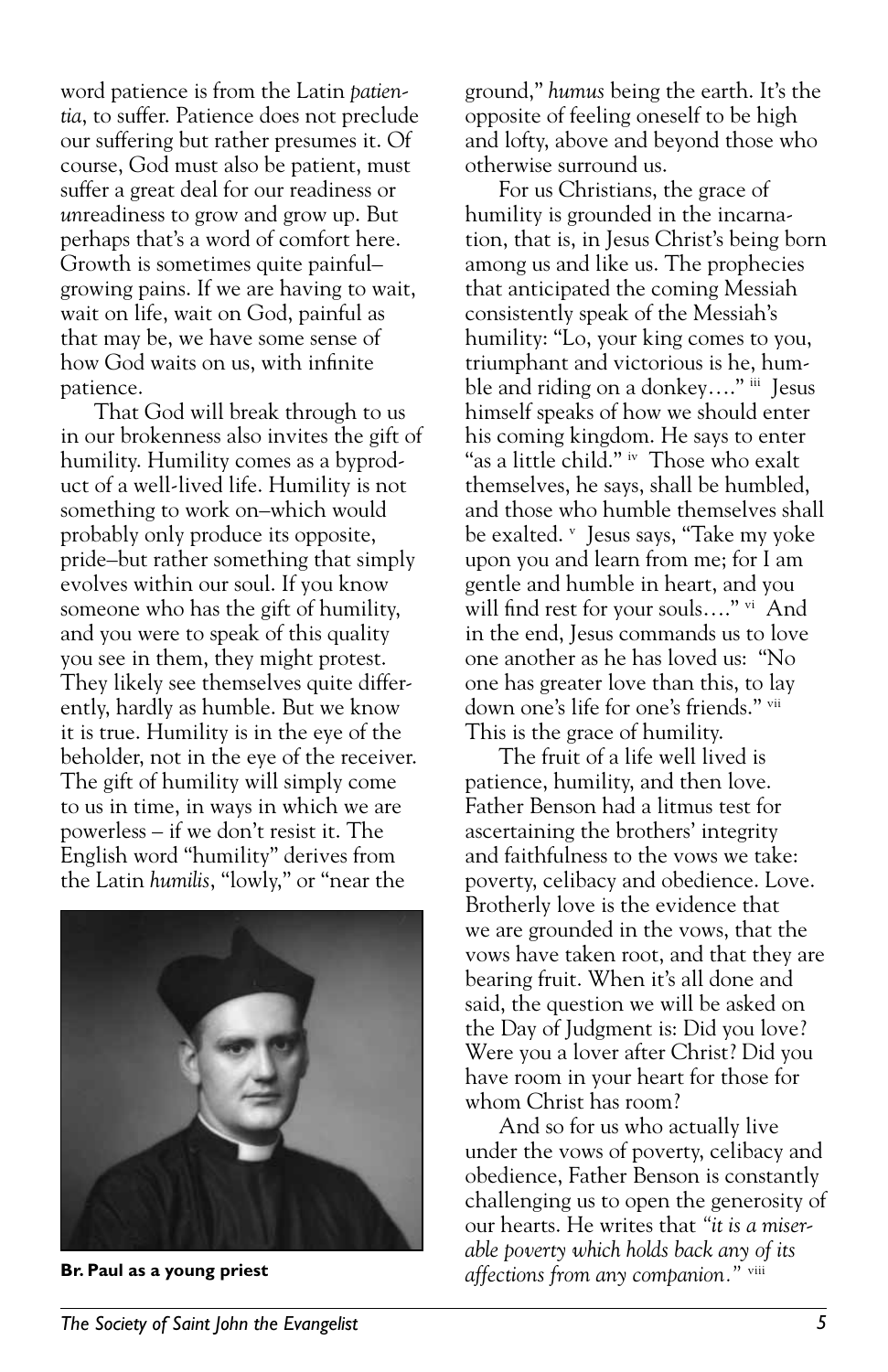word patience is from the Latin *patientia*, to suffer. Patience does not preclude our suffering but rather presumes it. Of course, God must also be patient, must suffer a great deal for our readiness or *un*readiness to grow and grow up. But perhaps that's a word of comfort here. Growth is sometimes quite painful–growing pains. If we are having to wait, wait on life, wait on God, painful as that may be, we have some sense of how God waits on us, with infinite patience.

That God will break through to us in our brokenness also invites the gift of humility. Humility comes as a byproduct of a well-lived life. Humility is not something to work on–which would probably only produce its opposite, pride–but rather something that simply evolves within our soul. If you know someone who has the gift of humility, and you were to speak of this quality you see in them, they might protest. They likely see themselves quite differently, hardly as humble. But we know it is true. Humility is in the eye of the beholder, not in the eye of the receiver. The gift of humility will simply come to us in time, in ways in which we are powerless – if we don't resist it. The English word "humility" derives from the Latin *humilis*, "lowly," or "near the ground," *humus* being the earth. It's the opposite of feeling oneself to be high and lofty, above and beyond those who otherwise surround us.

**Br. Paul as a young priest**

For us Christians, the grace of humility is grounded in the incarnation, that is, in Jesus Christ's being born among us and like us. The prophecies that anticipated the coming Messiah consistently speak of the Messiah's humility: "Lo, your king comes to you, triumphant and victorious is he, humble and riding on a donkey…." [iii] Jesus himself speaks of how we should enter his coming kingdom. He says to enter "as a little child." [iv] Those who exalt themselves, he says, shall be humbled, and those who humble themselves shall be exalted. [v] Jesus says, "Take my yoke upon you and learn from me; for I am gentle and humble in heart, and you will find rest for your souls…." [vi] And in the end, Jesus commands us to love one another as he has loved us: "No one has greater love than this, to lay down one's life for one's friends." [vii] This is the grace of humility.

The fruit of a life well lived is patience, humility, and then love. Father Benson had a litmus test for ascertaining the brothers' integrity and faithfulness to the vows we take: poverty, celibacy and obedience. Love. Brotherly love is the evidence that we are grounded in the vows, that the vows have taken root, and that they are bearing fruit. When it's all done and said, the question we will be asked on the Day of Judgment is: Did you love? Were you a lover after Christ? Did you have room in your heart for those for whom Christ has room?

And so for us who actually live under the vows of poverty, celibacy and obedience, Father Benson is constantly challenging us to open the generosity of our hearts. He writes that *"it is a miserable poverty which holds back any of its affections from any companion."* [viii]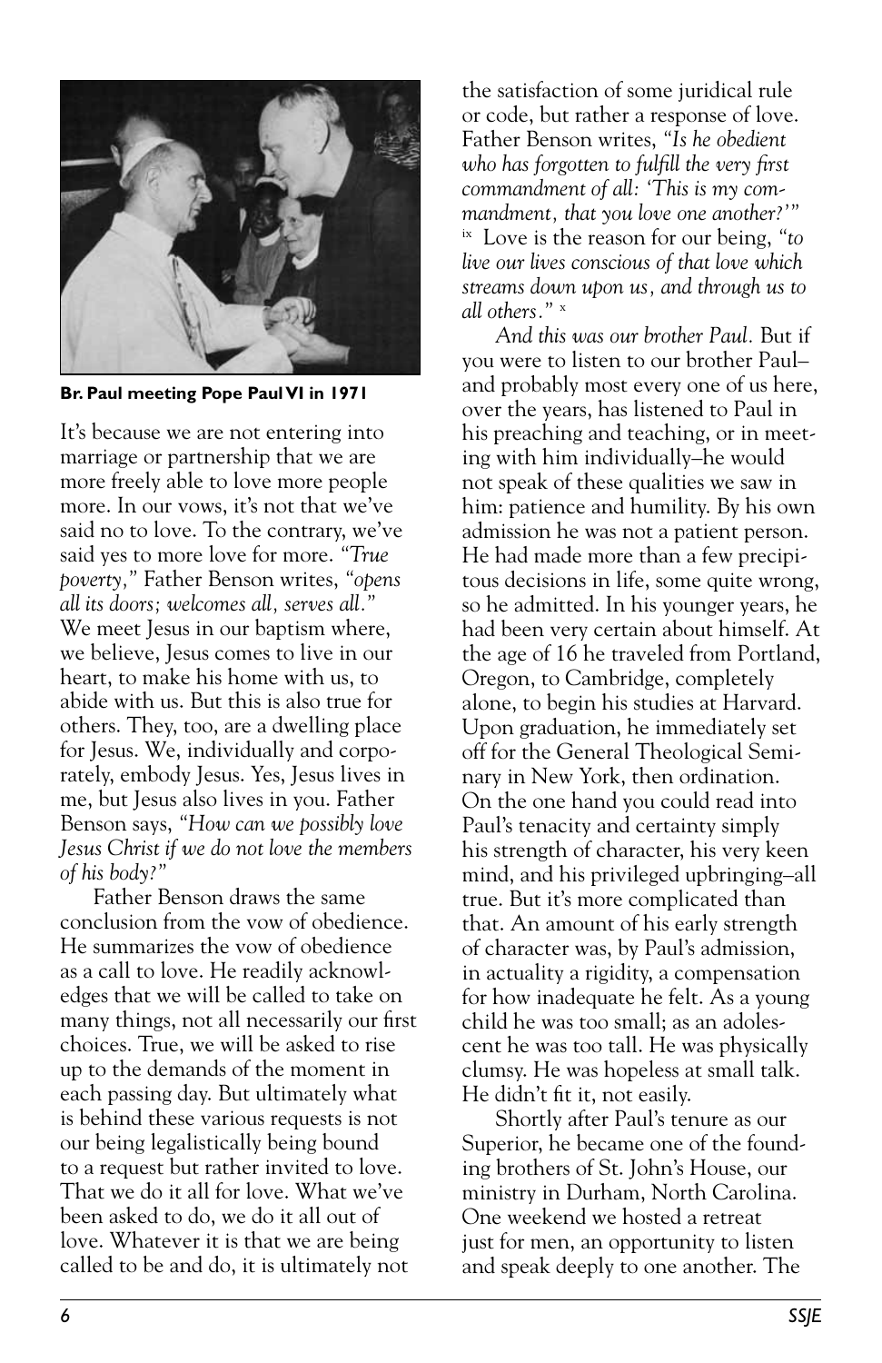**Br. Paul meeting Pope Paul VI in 1971**

It's because we are not entering into marriage or partnership that we are more freely able to love more people more. In our vows, it's not that we've said no to love. To the contrary, we've said yes to more love for more. *"True poverty,"* Father Benson writes, *"opens all its doors; welcomes all, serves all."* We meet Jesus in our baptism where, we believe, Jesus comes to live in our heart, to make his home with us, to abide with us. But this is also true for others. They, too, are a dwelling place for Jesus. We, individually and corporately, embody Jesus. Yes, Jesus lives in me, but Jesus also lives in you. Father Benson says, *"How can we possibly love Jesus Christ if we do not love the members of his body?"*

Father Benson draws the same conclusion from the vow of obedience. He summarizes the vow of obedience as a call to love. He readily acknowledges that we will be called to take on many things, not all necessarily our first choices. True, we will be asked to rise up to the demands of the moment in each passing day. But ultimately what is behind these various requests is not our being legalistically being bound to a request but rather invited to love. That we do it all for love. What we've been asked to do, we do it all out of love. Whatever it is that we are being called to be and do, it is ultimately not the satisfaction of some juridical rule or code, but rather a response of love. Father Benson writes, *"Is he obedient who has forgotten to fulfill the very first commandment of all: 'This is my commandment, that you love one another?'"* [ix] Love is the reason for our being, *"to live our lives conscious of that love which streams down upon us, and through us to all others."* [x]

*And this was our brother Paul.* But if you were to listen to our brother Paul–and probably most every one of us here, over the years, has listened to Paul in his preaching and teaching, or in meeting with him individually–he would not speak of these qualities we saw in him: patience and humility. By his own admission he was not a patient person. He had made more than a few precipitous decisions in life, some quite wrong, so he admitted. In his younger years, he had been very certain about himself. At the age of 16 he traveled from Portland, Oregon, to Cambridge, completely alone, to begin his studies at Harvard. Upon graduation, he immediately set off for the General Theological Seminary in New York, then ordination. On the one hand you could read into Paul's tenacity and certainty simply his strength of character, his very keen mind, and his privileged upbringing–all true. But it's more complicated than that. An amount of his early strength of character was, by Paul's admission, in actuality a rigidity, a compensation for how inadequate he felt. As a young child he was too small; as an adolescent he was too tall. He was physically clumsy. He was hopeless at small talk. He didn't fit it, not easily.

Shortly after Paul's tenure as our Superior, he became one of the founding brothers of St. John's House, our ministry in Durham, North Carolina. One weekend we hosted a retreat just for men, an opportunity to listen and speak deeply to one another. The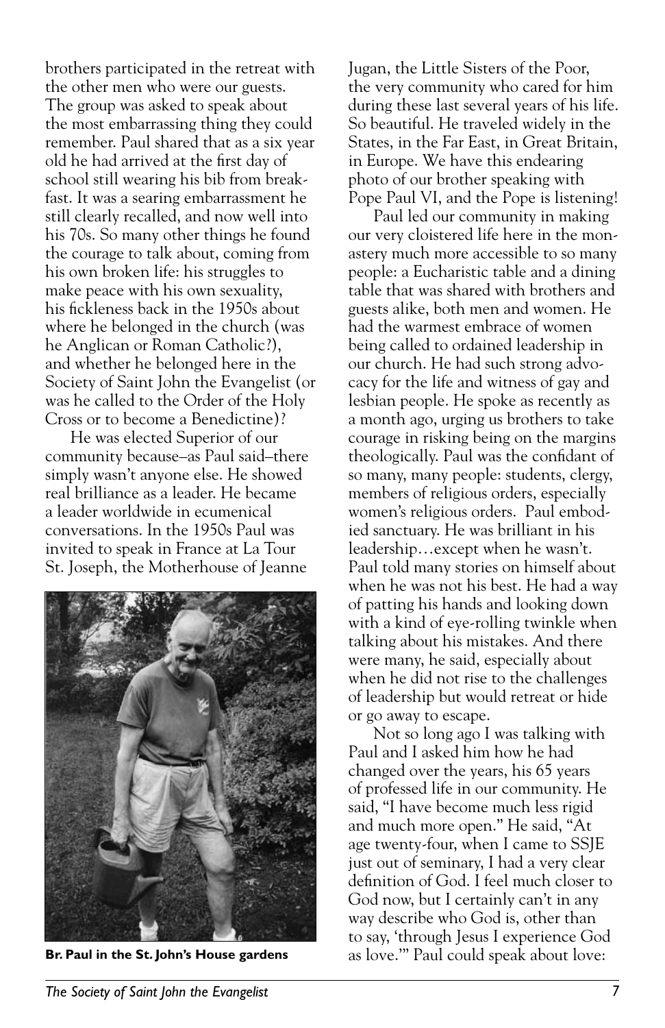brothers participated in the retreat with the other men who were our guests. The group was asked to speak about the most embarrassing thing they could remember. Paul shared that as a six year old he had arrived at the first day of school still wearing his bib from breakfast. It was a searing embarrassment he still clearly recalled, and now well into his 70s. So many other things he found the courage to talk about, coming from his own broken life: his struggles to make peace with his own sexuality, his fickleness back in the 1950s about where he belonged in the church (was he Anglican or Roman Catholic?), and whether he belonged here in the Society of Saint John the Evangelist (or was he called to the Order of the Holy Cross or to become a Benedictine)?

He was elected Superior of our community because–as Paul said–there simply wasn't anyone else. He showed real brilliance as a leader. He became a leader worldwide in ecumenical conversations. In the 1950s Paul was invited to speak in France at La Tour St. Joseph, the Motherhouse of Jeanne Jugan, the Little Sisters of the Poor, the very community who cared for him during these last several years of his life. So beautiful. He traveled widely in the States, in the Far East, in Great Britain, in Europe. We have this endearing photo of our brother speaking with Pope Paul VI, and the Pope is listening!

**Br. Paul in the St. John's House gardens**

Paul led our community in making our very cloistered life here in the monastery much more accessible to so many people: a Eucharistic table and a dining table that was shared with brothers and guests alike, both men and women. He had the warmest embrace of women being called to ordained leadership in our church. He had such strong advocacy for the life and witness of gay and lesbian people. He spoke as recently as a month ago, urging us brothers to take courage in risking being on the margins theologically. Paul was the confidant of so many, many people: students, clergy, members of religious orders, especially women's religious orders. Paul embodied sanctuary. He was brilliant in his leadership…except when he wasn't. Paul told many stories on himself about when he was not his best. He had a way of patting his hands and looking down with a kind of eye-rolling twinkle when talking about his mistakes. And there were many, he said, especially about when he did not rise to the challenges of leadership but would retreat or hide or go away to escape.

Not so long ago I was talking with Paul and I asked him how he had changed over the years, his 65 years of professed life in our community. He said, "I have become much less rigid and much more open." He said, "At age twenty-four, when I came to SSJE just out of seminary, I had a very clear definition of God. I feel much closer to God now, but I certainly can't in any way describe who God is, other than to say, 'through Jesus I experience God as love.'" Paul could speak about love: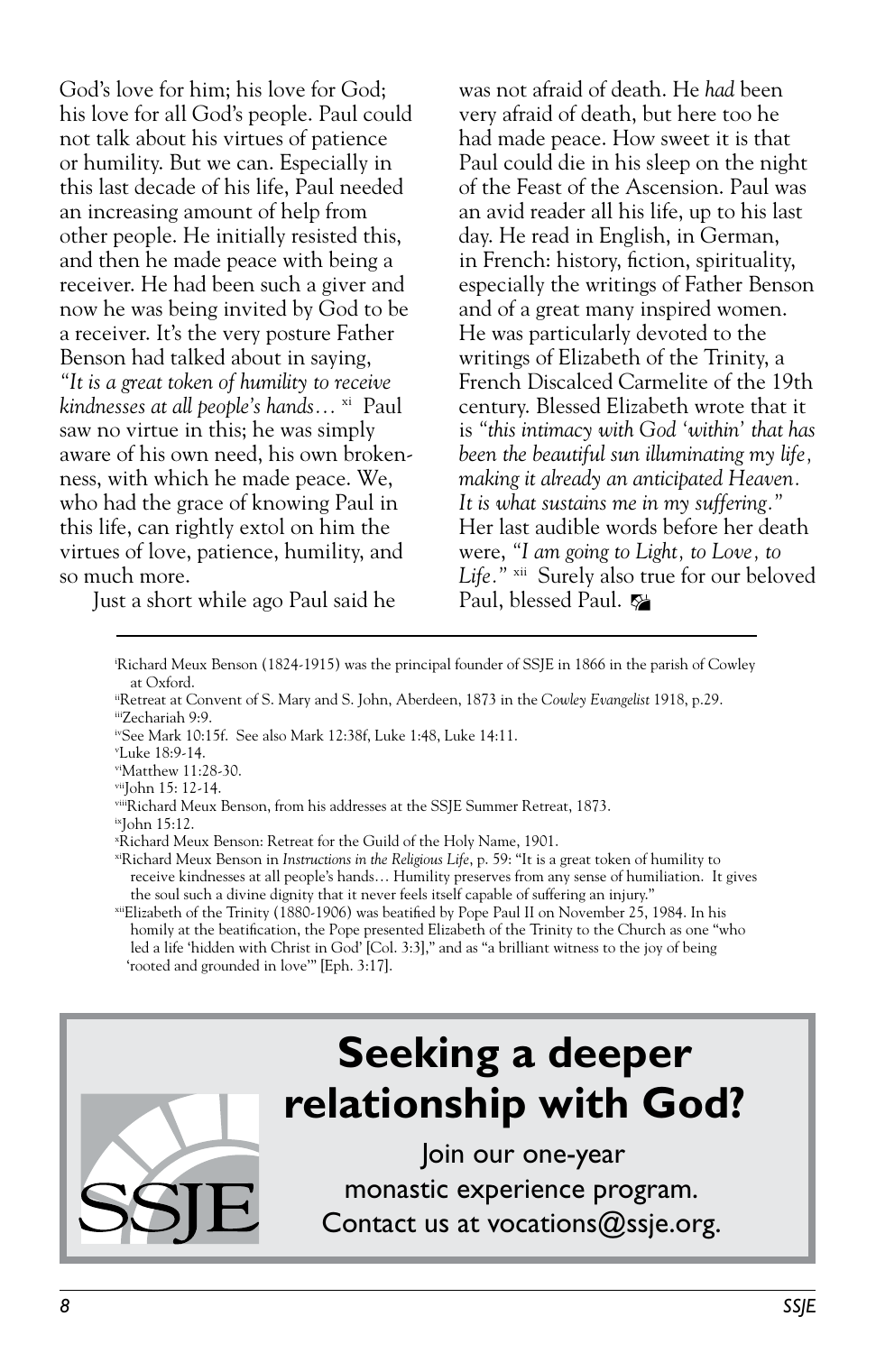God's love for him; his love for God; his love for all God's people. Paul could not talk about his virtues of patience or humility. But we can. Especially in this last decade of his life, Paul needed an increasing amount of help from other people. He initially resisted this, and then he made peace with being a receiver. He had been such a giver and now he was being invited by God to be a receiver. It's the very posture Father Benson had talked about in saying, *"It is a great token of humility to receive kindnesses at all people's hands…* [xi] Paul saw no virtue in this; he was simply aware of his own need, his own brokenness, with which he made peace. We, who had the grace of knowing Paul in this life, can rightly extol on him the virtues of love, patience, humility, and so much more.

Just a short while ago Paul said he was not afraid of death. He *had* been very afraid of death, but here too he had made peace. How sweet it is that Paul could die in his sleep on the night of the Feast of the Ascension. Paul was an avid reader all his life, up to his last day. He read in English, in German, in French: history, fiction, spirituality, especially the writings of Father Benson and of a great many inspired women. He was particularly devoted to the writings of Elizabeth of the Trinity, a French Discalced Carmelite of the 19th century. Blessed Elizabeth wrote that it is *"this intimacy with God 'within' that has been the beautiful sun illuminating my life, making it already an anticipated Heaven. It is what sustains me in my suffering."* Her last audible words before her death were, *"I am going to Light, to Love, to Life."* [xii] Surely also true for our beloved Paul, blessed Paul.

---

[i] Richard Meux Benson (1824-1915) was the principal founder of SSJE in 1866 in the parish of Cowley at Oxford.

[ii] Retreat at Convent of S. Mary and S. John, Aberdeen, 1873 in the *Cowley Evangelist* 1918, p.29.

[iii] Zechariah 9:9.

[iv] See Mark 10:15f. See also Mark 12:38f, Luke 1:48, Luke 14:11.

[v] Luke 18:9-14.

[vi] Matthew 11:28-30.

[vii] John 15: 12-14.

[viii] Richard Meux Benson, from his addresses at the SSJE Summer Retreat, 1873.

[ix] John 15:12.

[x] Richard Meux Benson: Retreat for the Guild of the Holy Name, 1901.

[xi] Richard Meux Benson in *Instructions in the Religious Life*, p. 59: "It is a great token of humility to receive kindnesses at all people's hands… Humility preserves from any sense of humiliation. It gives the soul such a divine dignity that it never feels itself capable of suffering an injury."

[xii] Elizabeth of the Trinity (1880-1906) was beatified by Pope Paul II on November 25, 1984. In his homily at the beatification, the Pope presented Elizabeth of the Trinity to the Church as one "who led a life 'hidden with Christ in God' [Col. 3:3]," and as "a brilliant witness to the joy of being 'rooted and grounded in love'" [Eph. 3:17].

---

SSJE

## Seeking a deeper relationship with God?

Join our one-year monastic experience program.
Contact us at vocations@ssje.org.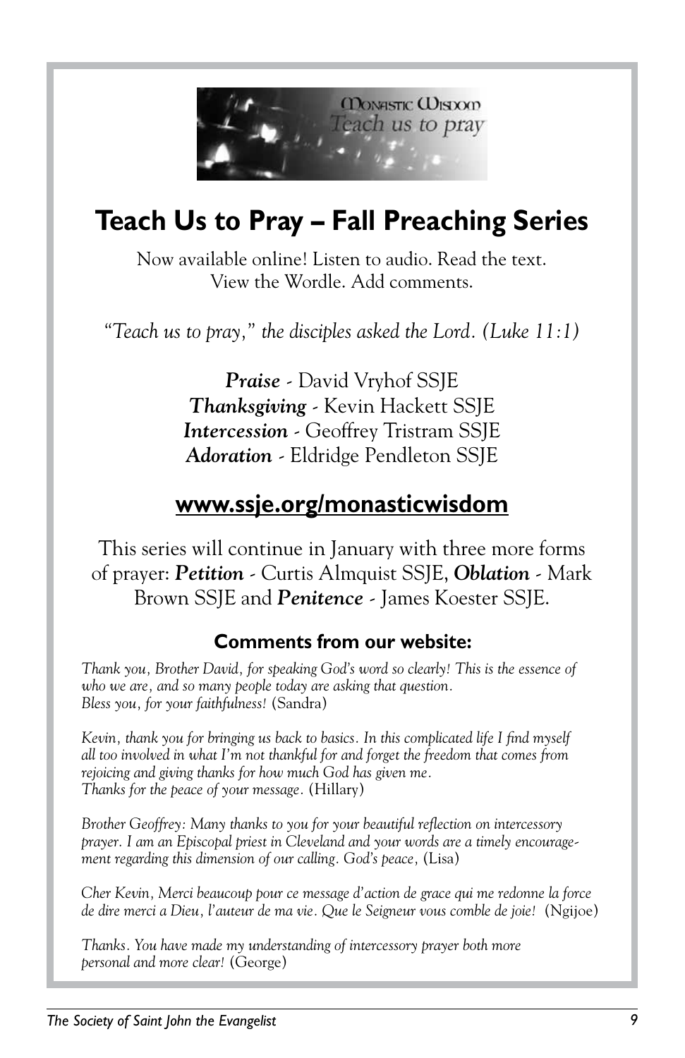Monastic Wisdom
Teach us to pray

## Teach Us to Pray – Fall Preaching Series

Now available online! Listen to audio. Read the text.
View the Wordle. Add comments.

*"Teach us to pray," the disciples asked the Lord. (Luke 11:1)*

***Praise*** - David Vryhof SSJE
***Thanksgiving*** - Kevin Hackett SSJE
***Intercession*** - Geoffrey Tristram SSJE
***Adoration*** - Eldridge Pendleton SSJE

**www.ssje.org/monasticwisdom**

This series will continue in January with three more forms of prayer: ***Petition*** - Curtis Almquist SSJE, ***Oblation*** - Mark Brown SSJE and ***Penitence*** - James Koester SSJE.

### Comments from our website:

*Thank you, Brother David, for speaking God's word so clearly! This is the essence of who we are, and so many people today are asking that question. Bless you, for your faithfulness!* (Sandra)

*Kevin, thank you for bringing us back to basics. In this complicated life I find myself all too involved in what I'm not thankful for and forget the freedom that comes from rejoicing and giving thanks for how much God has given me. Thanks for the peace of your message.* (Hillary)

*Brother Geoffrey: Many thanks to you for your beautiful reflection on intercessory prayer. I am an Episcopal priest in Cleveland and your words are a timely encouragement regarding this dimension of our calling. God's peace,* (Lisa)

*Cher Kevin, Merci beaucoup pour ce message d'action de grace qui me redonne la force de dire merci a Dieu, l'auteur de ma vie. Que le Seigneur vous comble de joie!* (Ngijoe)

*Thanks. You have made my understanding of intercessory prayer both more personal and more clear!* (George)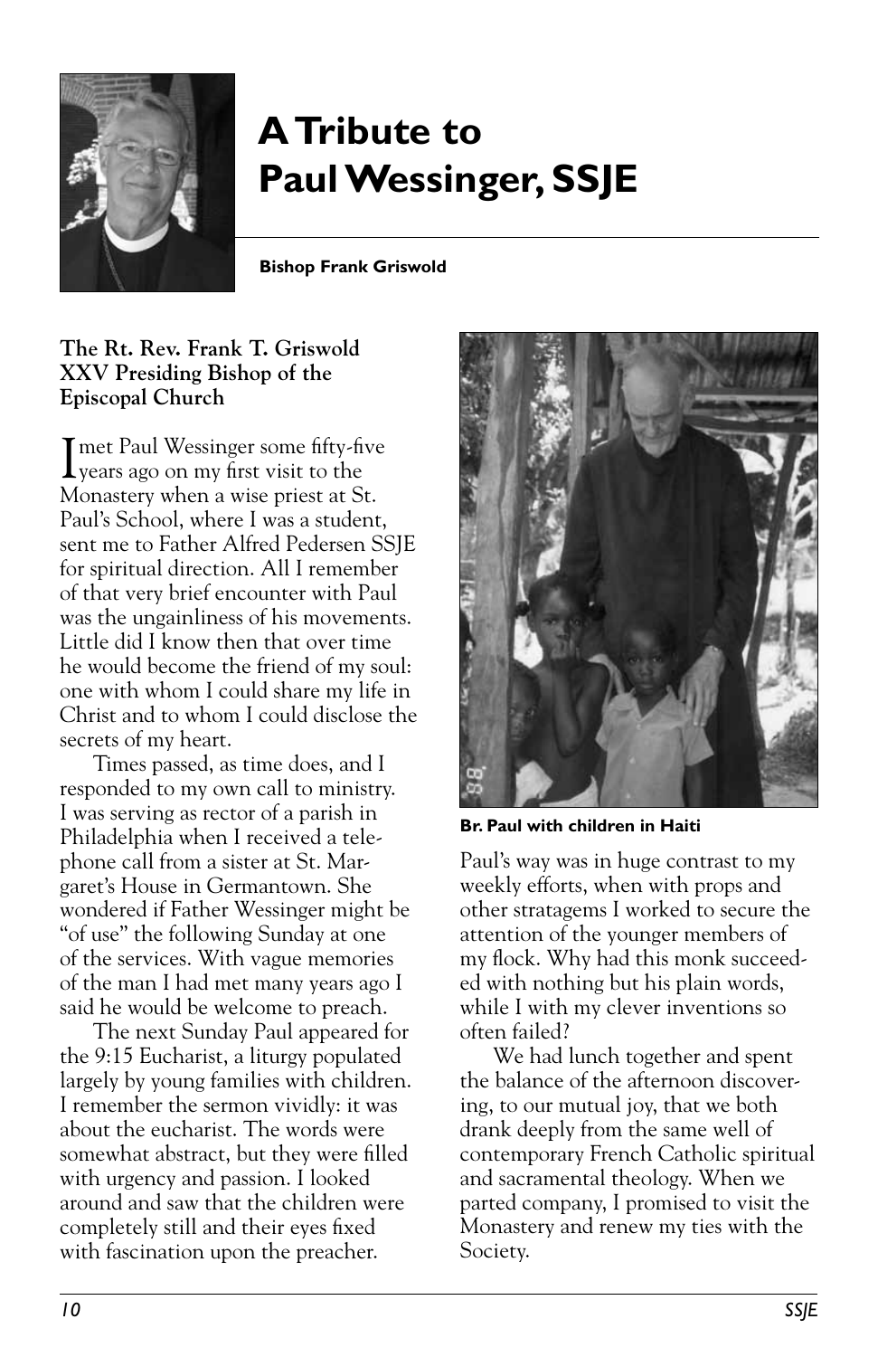# A Tribute to Paul Wessinger, SSJE

**Bishop Frank Griswold**

**The Rt. Rev. Frank T. Griswold XXV Presiding Bishop of the Episcopal Church**

I met Paul Wessinger some fifty-five years ago on my first visit to the Monastery when a wise priest at St. Paul's School, where I was a student, sent me to Father Alfred Pedersen SSJE for spiritual direction. All I remember of that very brief encounter with Paul was the ungainliness of his movements. Little did I know then that over time he would become the friend of my soul: one with whom I could share my life in Christ and to whom I could disclose the secrets of my heart.

Times passed, as time does, and I responded to my own call to ministry. I was serving as rector of a parish in Philadelphia when I received a telephone call from a sister at St. Margaret's House in Germantown. She wondered if Father Wessinger might be "of use" the following Sunday at one of the services. With vague memories of the man I had met many years ago I said he would be welcome to preach.

The next Sunday Paul appeared for the 9:15 Eucharist, a liturgy populated largely by young families with children. I remember the sermon vividly: it was about the eucharist. The words were somewhat abstract, but they were filled with urgency and passion. I looked around and saw that the children were completely still and their eyes fixed with fascination upon the preacher.

**Br. Paul with children in Haiti**

Paul's way was in huge contrast to my weekly efforts, when with props and other stratagems I worked to secure the attention of the younger members of my flock. Why had this monk succeeded with nothing but his plain words, while I with my clever inventions so often failed?

We had lunch together and spent the balance of the afternoon discovering, to our mutual joy, that we both drank deeply from the same well of contemporary French Catholic spiritual and sacramental theology. When we parted company, I promised to visit the Monastery and renew my ties with the Society.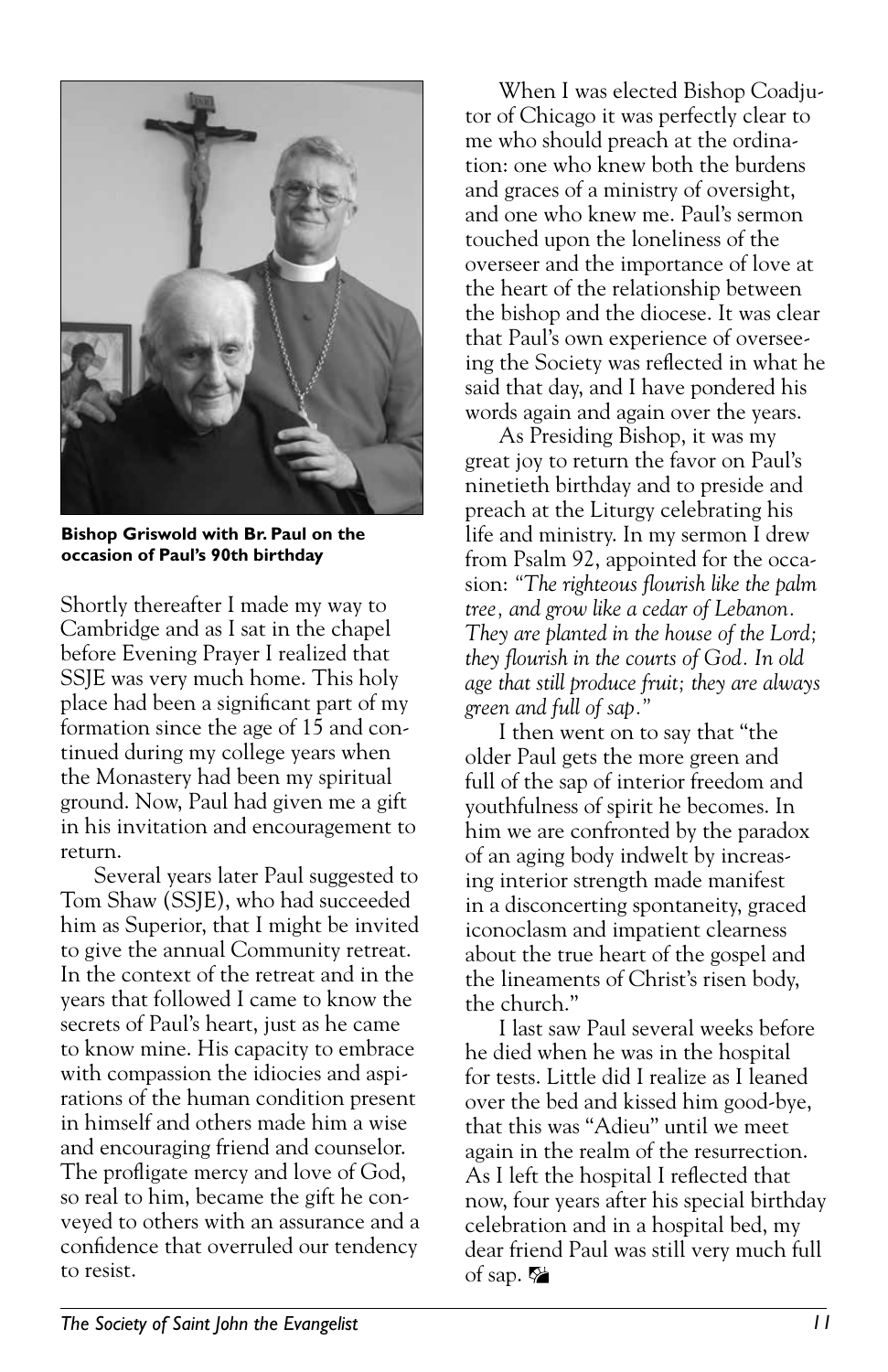**Bishop Griswold with Br. Paul on the occasion of Paul's 90th birthday**

Shortly thereafter I made my way to Cambridge and as I sat in the chapel before Evening Prayer I realized that SSJE was very much home. This holy place had been a significant part of my formation since the age of 15 and continued during my college years when the Monastery had been my spiritual ground. Now, Paul had given me a gift in his invitation and encouragement to return.

Several years later Paul suggested to Tom Shaw (SSJE), who had succeeded him as Superior, that I might be invited to give the annual Community retreat. In the context of the retreat and in the years that followed I came to know the secrets of Paul's heart, just as he came to know mine. His capacity to embrace with compassion the idiocies and aspirations of the human condition present in himself and others made him a wise and encouraging friend and counselor. The profligate mercy and love of God, so real to him, became the gift he conveyed to others with an assurance and a confidence that overruled our tendency to resist.

When I was elected Bishop Coadjutor of Chicago it was perfectly clear to me who should preach at the ordination: one who knew both the burdens and graces of a ministry of oversight, and one who knew me. Paul's sermon touched upon the loneliness of the overseer and the importance of love at the heart of the relationship between the bishop and the diocese. It was clear that Paul's own experience of overseeing the Society was reflected in what he said that day, and I have pondered his words again and again over the years.

As Presiding Bishop, it was my great joy to return the favor on Paul's ninetieth birthday and to preside and preach at the Liturgy celebrating his life and ministry. In my sermon I drew from Psalm 92, appointed for the occasion: *"The righteous flourish like the palm tree, and grow like a cedar of Lebanon. They are planted in the house of the Lord; they flourish in the courts of God. In old age that still produce fruit; they are always green and full of sap."*

I then went on to say that "the older Paul gets the more green and full of the sap of interior freedom and youthfulness of spirit he becomes. In him we are confronted by the paradox of an aging body indwelt by increasing interior strength made manifest in a disconcerting spontaneity, graced iconoclasm and impatient clearness about the true heart of the gospel and the lineaments of Christ's risen body, the church."

I last saw Paul several weeks before he died when he was in the hospital for tests. Little did I realize as I leaned over the bed and kissed him good-bye, that this was "Adieu" until we meet again in the realm of the resurrection. As I left the hospital I reflected that now, four years after his special birthday celebration and in a hospital bed, my dear friend Paul was still very much full of sap.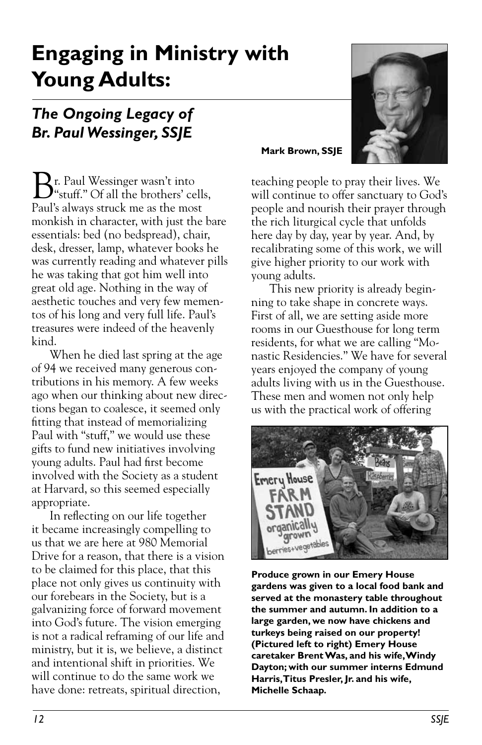# Engaging in Ministry with Young Adults:

## *The Ongoing Legacy of Br. Paul Wessinger, SSJE*

**Mark Brown, SSJE**

Br. Paul Wessinger wasn't into "stuff." Of all the brothers' cells, Paul's always struck me as the most monkish in character, with just the bare essentials: bed (no bedspread), chair, desk, dresser, lamp, whatever books he was currently reading and whatever pills he was taking that got him well into great old age. Nothing in the way of aesthetic touches and very few mementos of his long and very full life. Paul's treasures were indeed of the heavenly kind.

When he died last spring at the age of 94 we received many generous contributions in his memory. A few weeks ago when our thinking about new directions began to coalesce, it seemed only fitting that instead of memorializing Paul with "stuff," we would use these gifts to fund new initiatives involving young adults. Paul had first become involved with the Society as a student at Harvard, so this seemed especially appropriate.

In reflecting on our life together it became increasingly compelling to us that we are here at 980 Memorial Drive for a reason, that there is a vision to be claimed for this place, that this place not only gives us continuity with our forebears in the Society, but is a galvanizing force of forward movement into God's future. The vision emerging is not a radical reframing of our life and ministry, but it is, we believe, a distinct and intentional shift in priorities. We will continue to do the same work we have done: retreats, spiritual direction, teaching people to pray their lives. We will continue to offer sanctuary to God's people and nourish their prayer through the rich liturgical cycle that unfolds here day by day, year by year. And, by recalibrating some of this work, we will give higher priority to our work with young adults.

This new priority is already beginning to take shape in concrete ways. First of all, we are setting aside more rooms in our Guesthouse for long term residents, for what we are calling "Monastic Residencies." We have for several years enjoyed the company of young adults living with us in the Guesthouse. These men and women not only help us with the practical work of offering

**Produce grown in our Emery House gardens was given to a local food bank and served at the monastery table throughout the summer and autumn. In addition to a large garden, we now have chickens and turkeys being raised on our property! (Pictured left to right) Emery House caretaker Brent Was, and his wife, Windy Dayton; with our summer interns Edmund Harris, Titus Presler, Jr. and his wife, Michelle Schaap.**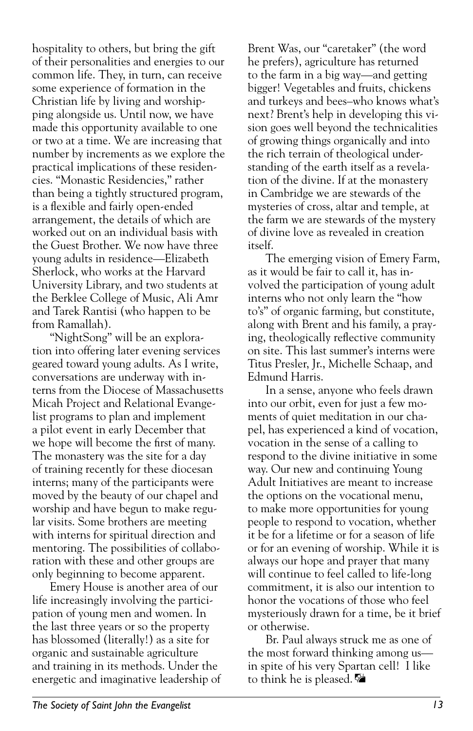hospitality to others, but bring the gift of their personalities and energies to our common life. They, in turn, can receive some experience of formation in the Christian life by living and worshipping alongside us. Until now, we have made this opportunity available to one or two at a time. We are increasing that number by increments as we explore the practical implications of these residencies. "Monastic Residencies," rather than being a tightly structured program, is a flexible and fairly open-ended arrangement, the details of which are worked out on an individual basis with the Guest Brother. We now have three young adults in residence—Elizabeth Sherlock, who works at the Harvard University Library, and two students at the Berklee College of Music, Ali Amr and Tarek Rantisi (who happen to be from Ramallah).

"NightSong" will be an exploration into offering later evening services geared toward young adults. As I write, conversations are underway with interns from the Diocese of Massachusetts Micah Project and Relational Evangelist programs to plan and implement a pilot event in early December that we hope will become the first of many. The monastery was the site for a day of training recently for these diocesan interns; many of the participants were moved by the beauty of our chapel and worship and have begun to make regular visits. Some brothers are meeting with interns for spiritual direction and mentoring. The possibilities of collaboration with these and other groups are only beginning to become apparent.

Emery House is another area of our life increasingly involving the participation of young men and women. In the last three years or so the property has blossomed (literally!) as a site for organic and sustainable agriculture and training in its methods. Under the energetic and imaginative leadership of Brent Was, our "caretaker" (the word he prefers), agriculture has returned to the farm in a big way—and getting bigger! Vegetables and fruits, chickens and turkeys and bees–who knows what's next? Brent's help in developing this vision goes well beyond the technicalities of growing things organically and into the rich terrain of theological understanding of the earth itself as a revelation of the divine. If at the monastery in Cambridge we are stewards of the mysteries of cross, altar and temple, at the farm we are stewards of the mystery of divine love as revealed in creation itself.

The emerging vision of Emery Farm, as it would be fair to call it, has involved the participation of young adult interns who not only learn the "how to's" of organic farming, but constitute, along with Brent and his family, a praying, theologically reflective community on site. This last summer's interns were Titus Presler, Jr., Michelle Schaap, and Edmund Harris.

In a sense, anyone who feels drawn into our orbit, even for just a few moments of quiet meditation in our chapel, has experienced a kind of vocation, vocation in the sense of a calling to respond to the divine initiative in some way. Our new and continuing Young Adult Initiatives are meant to increase the options on the vocational menu, to make more opportunities for young people to respond to vocation, whether it be for a lifetime or for a season of life or for an evening of worship. While it is always our hope and prayer that many will continue to feel called to life-long commitment, it is also our intention to honor the vocations of those who feel mysteriously drawn for a time, be it brief or otherwise.

Br. Paul always struck me as one of the most forward thinking among us—in spite of his very Spartan cell! I like to think he is pleased.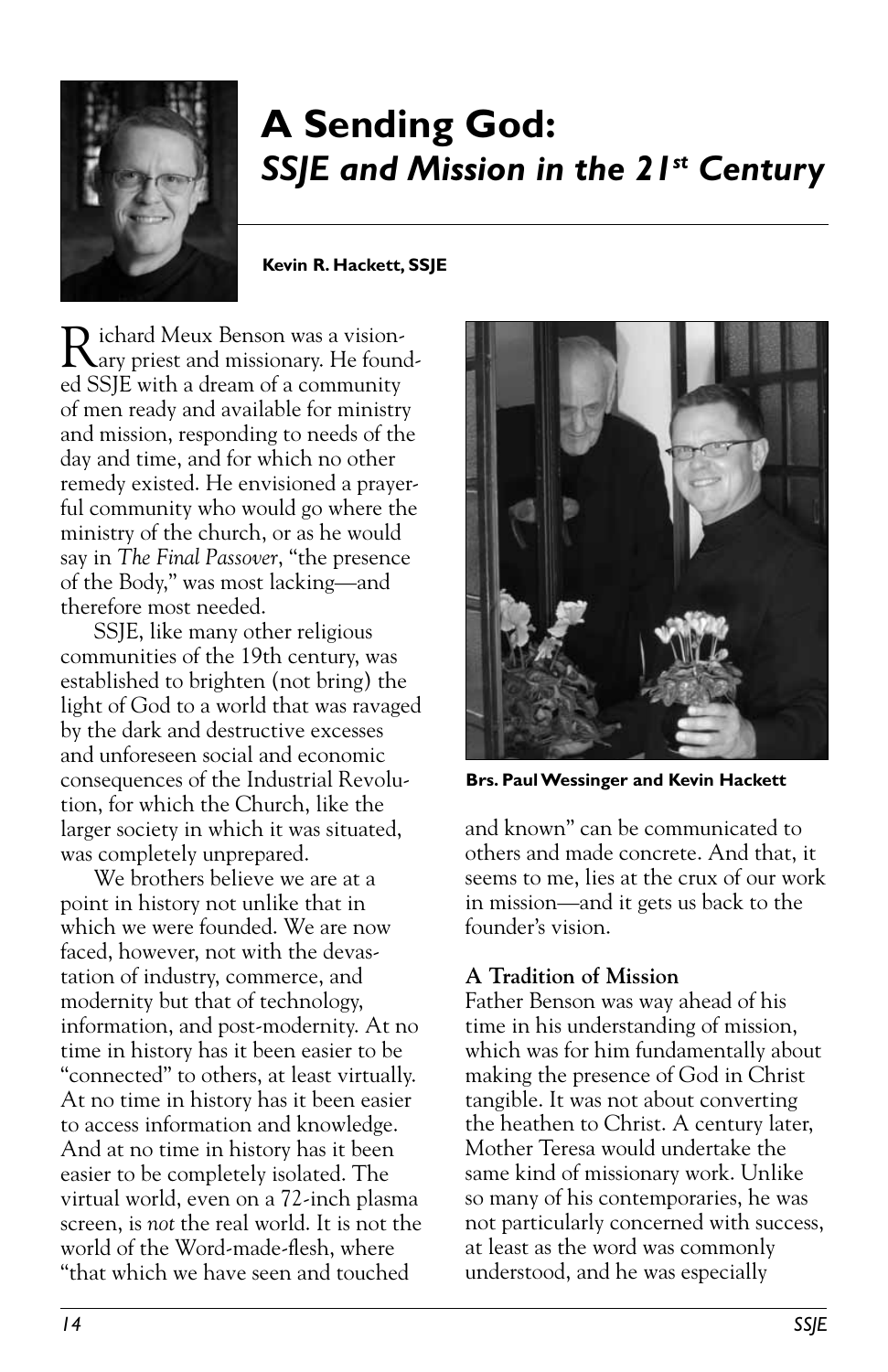# A Sending God: *SSJE and Mission in the 21st Century*

**Kevin R. Hackett, SSJE**

Richard Meux Benson was a visionary priest and missionary. He founded SSJE with a dream of a community of men ready and available for ministry and mission, responding to needs of the day and time, and for which no other remedy existed. He envisioned a prayerful community who would go where the ministry of the church, or as he would say in *The Final Passover*, "the presence of the Body," was most lacking—and therefore most needed.

SSJE, like many other religious communities of the 19th century, was established to brighten (not bring) the light of God to a world that was ravaged by the dark and destructive excesses and unforeseen social and economic consequences of the Industrial Revolution, for which the Church, like the larger society in which it was situated, was completely unprepared.

We brothers believe we are at a point in history not unlike that in which we were founded. We are now faced, however, not with the devastation of industry, commerce, and modernity but that of technology, information, and post-modernity. At no time in history has it been easier to be "connected" to others, at least virtually. At no time in history has it been easier to access information and knowledge. And at no time in history has it been easier to be completely isolated. The virtual world, even on a 72-inch plasma screen, is *not* the real world. It is not the world of the Word-made-flesh, where "that which we have seen and touched and known" can be communicated to others and made concrete. And that, it seems to me, lies at the crux of our work in mission—and it gets us back to the founder's vision.

**Brs. Paul Wessinger and Kevin Hackett**

### A Tradition of Mission

Father Benson was way ahead of his time in his understanding of mission, which was for him fundamentally about making the presence of God in Christ tangible. It was not about converting the heathen to Christ. A century later, Mother Teresa would undertake the same kind of missionary work. Unlike so many of his contemporaries, he was not particularly concerned with success, at least as the word was commonly understood, and he was especially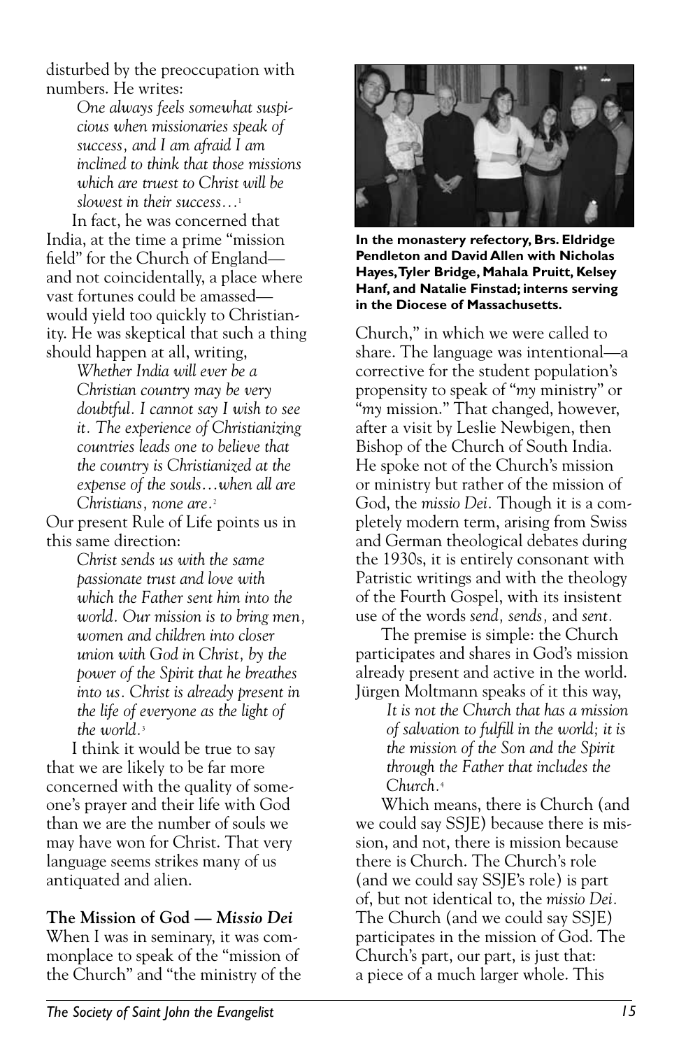disturbed by the preoccupation with numbers. He writes:

> *One always feels somewhat suspicious when missionaries speak of success, and I am afraid I am inclined to think that those missions which are truest to Christ will be slowest in their success…*[1]

In fact, he was concerned that India, at the time a prime "mission field" for the Church of England—and not coincidentally, a place where vast fortunes could be amassed—would yield too quickly to Christianity. He was skeptical that such a thing should happen at all, writing,

> *Whether India will ever be a Christian country may be very doubtful. I cannot say I wish to see it. The experience of Christianizing countries leads one to believe that the country is Christianized at the expense of the souls…when all are Christians, none are.*[2]

Our present Rule of Life points us in this same direction:

> *Christ sends us with the same passionate trust and love with which the Father sent him into the world. Our mission is to bring men, women and children into closer union with God in Christ, by the power of the Spirit that he breathes into us. Christ is already present in the life of everyone as the light of the world.*[3]

I think it would be true to say that we are likely to be far more concerned with the quality of someone's prayer and their life with God than we are the number of souls we may have won for Christ. That very language seems strikes many of us antiquated and alien.

**The Mission of God — *Missio Dei***

When I was in seminary, it was commonplace to speak of the "mission of the Church" and "the ministry of the Church," in which we were called to share. The language was intentional—a corrective for the student population's propensity to speak of "*my* ministry" or "*my* mission." That changed, however, after a visit by Leslie Newbigen, then Bishop of the Church of South India. He spoke not of the Church's mission or ministry but rather of the mission of God, the *missio Dei*. Though it is a completely modern term, arising from Swiss and German theological debates during the 1930s, it is entirely consonant with Patristic writings and with the theology of the Fourth Gospel, with its insistent use of the words *send*, *sends*, and *sent*.

**In the monastery refectory, Brs. Eldridge Pendleton and David Allen with Nicholas Hayes, Tyler Bridge, Mahala Pruitt, Kelsey Hanf, and Natalie Finstad; interns serving in the Diocese of Massachusetts.**

The premise is simple: the Church participates and shares in God's mission already present and active in the world. Jürgen Moltmann speaks of it this way,

> *It is not the Church that has a mission of salvation to fulfill in the world; it is the mission of the Son and the Spirit through the Father that includes the Church.*[4]

Which means, there is Church (and we could say SSJE) because there is mission, and not, there is mission because there is Church. The Church's role (and we could say SSJE's role) is part of, but not identical to, the *missio Dei*. The Church (and we could say SSJE) participates in the mission of God. The Church's part, our part, is just that: a piece of a much larger whole. This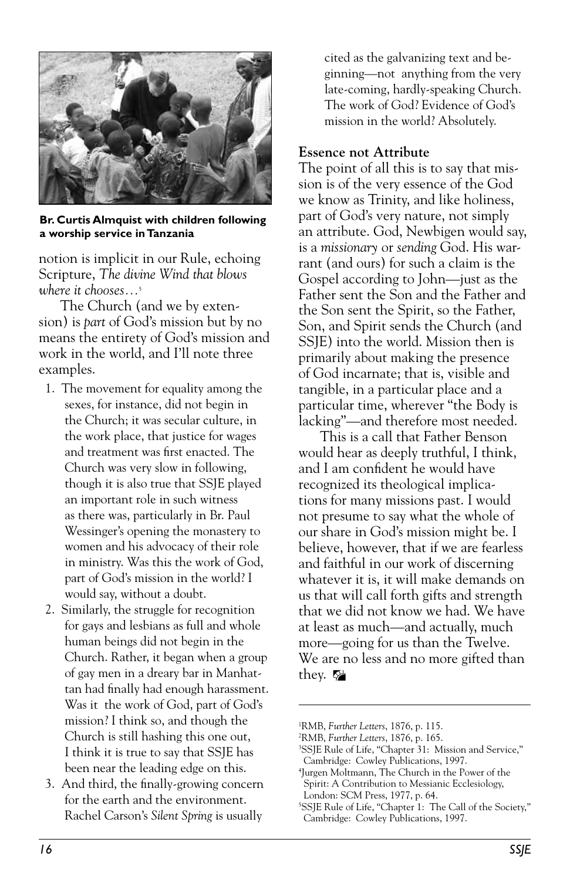Br. Curtis Almquist with children following a worship service in Tanzania

notion is implicit in our Rule, echoing Scripture, *The divine Wind that blows where it chooses…*[5]

The Church (and we by extension) is *part* of God's mission but by no means the entirety of God's mission and work in the world, and I'll note three examples.

1. The movement for equality among the sexes, for instance, did not begin in the Church; it was secular culture, in the work place, that justice for wages and treatment was first enacted. The Church was very slow in following, though it is also true that SSJE played an important role in such witness as there was, particularly in Br. Paul Wessinger's opening the monastery to women and his advocacy of their role in ministry. Was this the work of God, part of God's mission in the world? I would say, without a doubt.
2. Similarly, the struggle for recognition for gays and lesbians as full and whole human beings did not begin in the Church. Rather, it began when a group of gay men in a dreary bar in Manhattan had finally had enough harassment. Was it the work of God, part of God's mission? I think so, and though the Church is still hashing this one out, I think it is true to say that SSJE has been near the leading edge on this.
3. And third, the finally-growing concern for the earth and the environment. Rachel Carson's *Silent Spring* is usually cited as the galvanizing text and beginning—not anything from the very late-coming, hardly-speaking Church. The work of God? Evidence of God's mission in the world? Absolutely.

**Essence not Attribute**

The point of all this is to say that mission is of the very essence of the God we know as Trinity, and like holiness, part of God's very nature, not simply an attribute. God, Newbigen would say, is a *missionary* or *sending* God. His warrant (and ours) for such a claim is the Gospel according to John—just as the Father sent the Son and the Father and the Son sent the Spirit, so the Father, Son, and Spirit sends the Church (and SSJE) into the world. Mission then is primarily about making the presence of God incarnate; that is, visible and tangible, in a particular place and a particular time, wherever "the Body is lacking"—and therefore most needed.

This is a call that Father Benson would hear as deeply truthful, I think, and I am confident he would have recognized its theological implications for many missions past. I would not presume to say what the whole of our share in God's mission might be. I believe, however, that if we are fearless and faithful in our work of discerning whatever it is, it will make demands on us that will call forth gifts and strength that we did not know we had. We have at least as much—and actually, much more—going for us than the Twelve. We are no less and no more gifted than they.

---

[1] RMB, *Further Letters*, 1876, p. 115.
[2] RMB, *Further Letters*, 1876, p. 165.
[3] SSJE Rule of Life, "Chapter 31: Mission and Service," Cambridge: Cowley Publications, 1997.
[4] Jurgen Moltmann, The Church in the Power of the Spirit: A Contribution to Messianic Ecclesiology, London: SCM Press, 1977, p. 64.
[5] SSJE Rule of Life, "Chapter 1: The Call of the Society," Cambridge: Cowley Publications, 1997.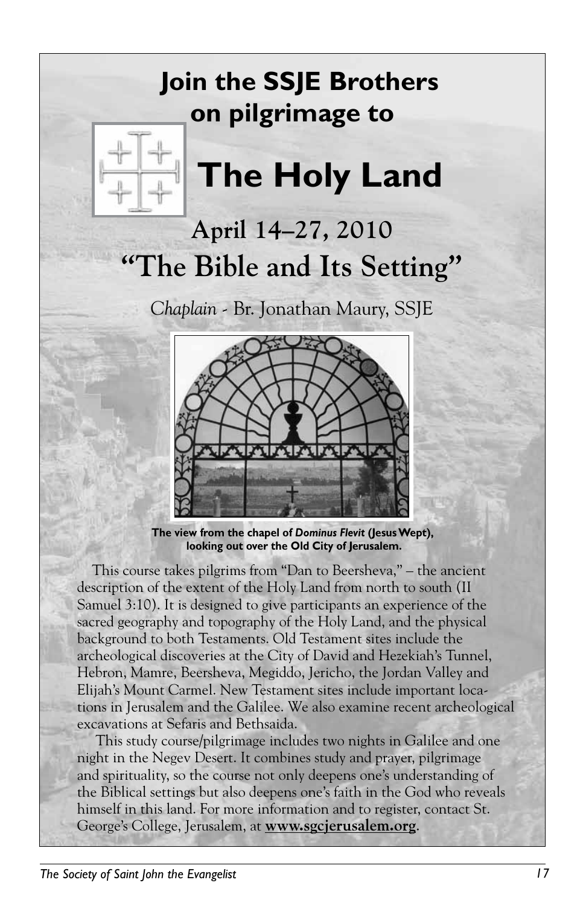# Join the SSJE Brothers on pilgrimage to

# The Holy Land

## April 14–27, 2010
## "The Bible and Its Setting"

*Chaplain* - Br. Jonathan Maury, SSJE

**The view from the chapel of *Dominus Flevit* (Jesus Wept), looking out over the Old City of Jerusalem.**

This course takes pilgrims from "Dan to Beersheva," – the ancient description of the extent of the Holy Land from north to south (II Samuel 3:10). It is designed to give participants an experience of the sacred geography and topography of the Holy Land, and the physical background to both Testaments. Old Testament sites include the archeological discoveries at the City of David and Hezekiah's Tunnel, Hebron, Mamre, Beersheva, Megiddo, Jericho, the Jordan Valley and Elijah's Mount Carmel. New Testament sites include important locations in Jerusalem and the Galilee. We also examine recent archeological excavations at Sefaris and Bethsaida.

This study course/pilgrimage includes two nights in Galilee and one night in the Negev Desert. It combines study and prayer, pilgrimage and spirituality, so the course not only deepens one's understanding of the Biblical settings but also deepens one's faith in the God who reveals himself in this land. For more information and to register, contact St. George's College, Jerusalem, at **www.sgcjerusalem.org**.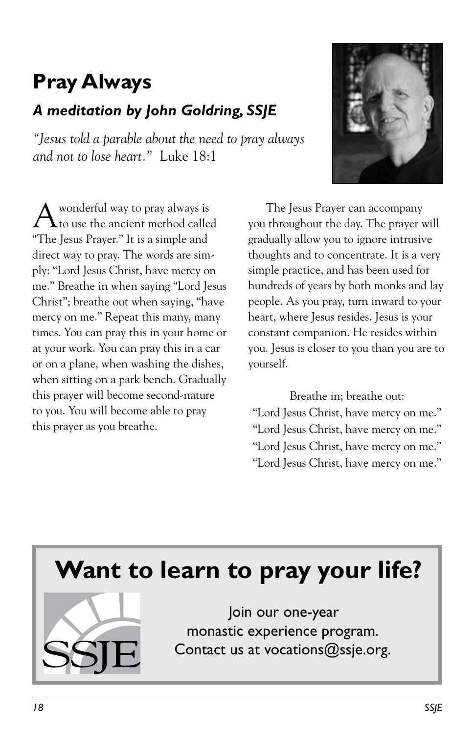# Pray Always

### *A meditation by John Goldring, SSJE*

*"Jesus told a parable about the need to pray always and not to lose heart."* Luke 18:1

A wonderful way to pray always is to use the ancient method called "The Jesus Prayer." It is a simple and direct way to pray. The words are simply: "Lord Jesus Christ, have mercy on me." Breathe in when saying "Lord Jesus Christ"; breathe out when saying, "have mercy on me." Repeat this many, many times. You can pray this in your home or at your work. You can pray this in a car or on a plane, when washing the dishes, when sitting on a park bench. Gradually this prayer will become second-nature to you. You will become able to pray this prayer as you breathe.

The Jesus Prayer can accompany you throughout the day. The prayer will gradually allow you to ignore intrusive thoughts and to concentrate. It is a very simple practice, and has been used for hundreds of years by both monks and lay people. As you pray, turn inward to your heart, where Jesus resides. Jesus is your constant companion. He resides within you. Jesus is closer to you than you are to yourself.

Breathe in; breathe out:
"Lord Jesus Christ, have mercy on me."
"Lord Jesus Christ, have mercy on me."
"Lord Jesus Christ, have mercy on me."
"Lord Jesus Christ, have mercy on me."

## Want to learn to pray your life?

SSJE

Join our one-year monastic experience program.
Contact us at vocations@ssje.org.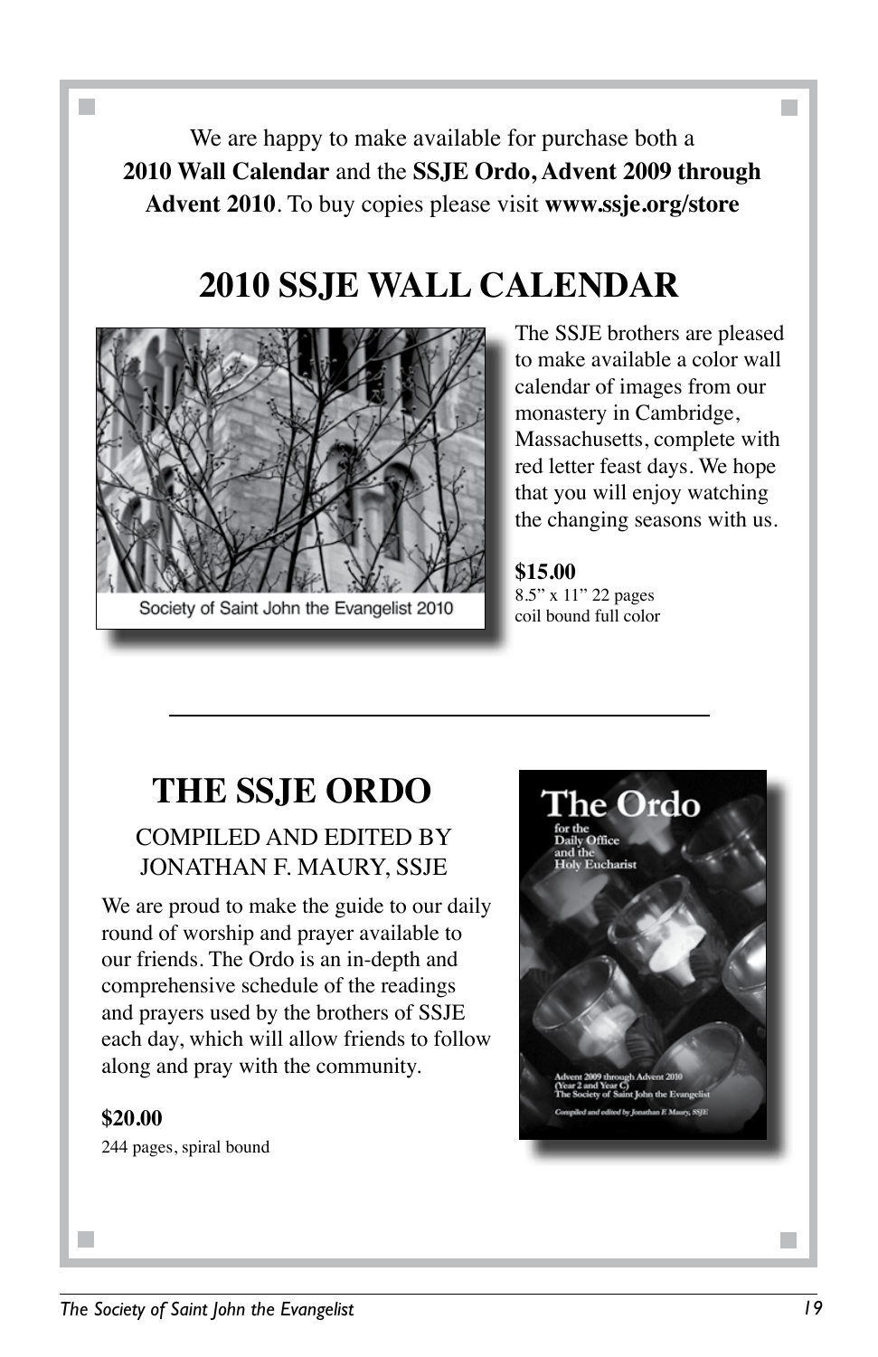We are happy to make available for purchase both a **2010 Wall Calendar** and the **SSJE Ordo, Advent 2009 through Advent 2010**. To buy copies please visit **www.ssje.org/store**

## 2010 SSJE WALL CALENDAR

Society of Saint John the Evangelist 2010

The SSJE brothers are pleased to make available a color wall calendar of images from our monastery in Cambridge, Massachusetts, complete with red letter feast days. We hope that you will enjoy watching the changing seasons with us.

**$15.00**
8.5" x 11" 22 pages
coil bound full color

---

## THE SSJE ORDO

COMPILED AND EDITED BY
JONATHAN F. MAURY, SSJE

We are proud to make the guide to our daily round of worship and prayer available to our friends. The Ordo is an in-depth and comprehensive schedule of the readings and prayers used by the brothers of SSJE each day, which will allow friends to follow along and pray with the community.

**$20.00**
244 pages, spiral bound

The Ordo
for the
Daily Office
and the
Holy Eucharist

Advent 2009 through Advent 2010
(Year 2 and Year C)
The Society of Saint John the Evangelist

Compiled and edited by Jonathan F. Maury, SSJE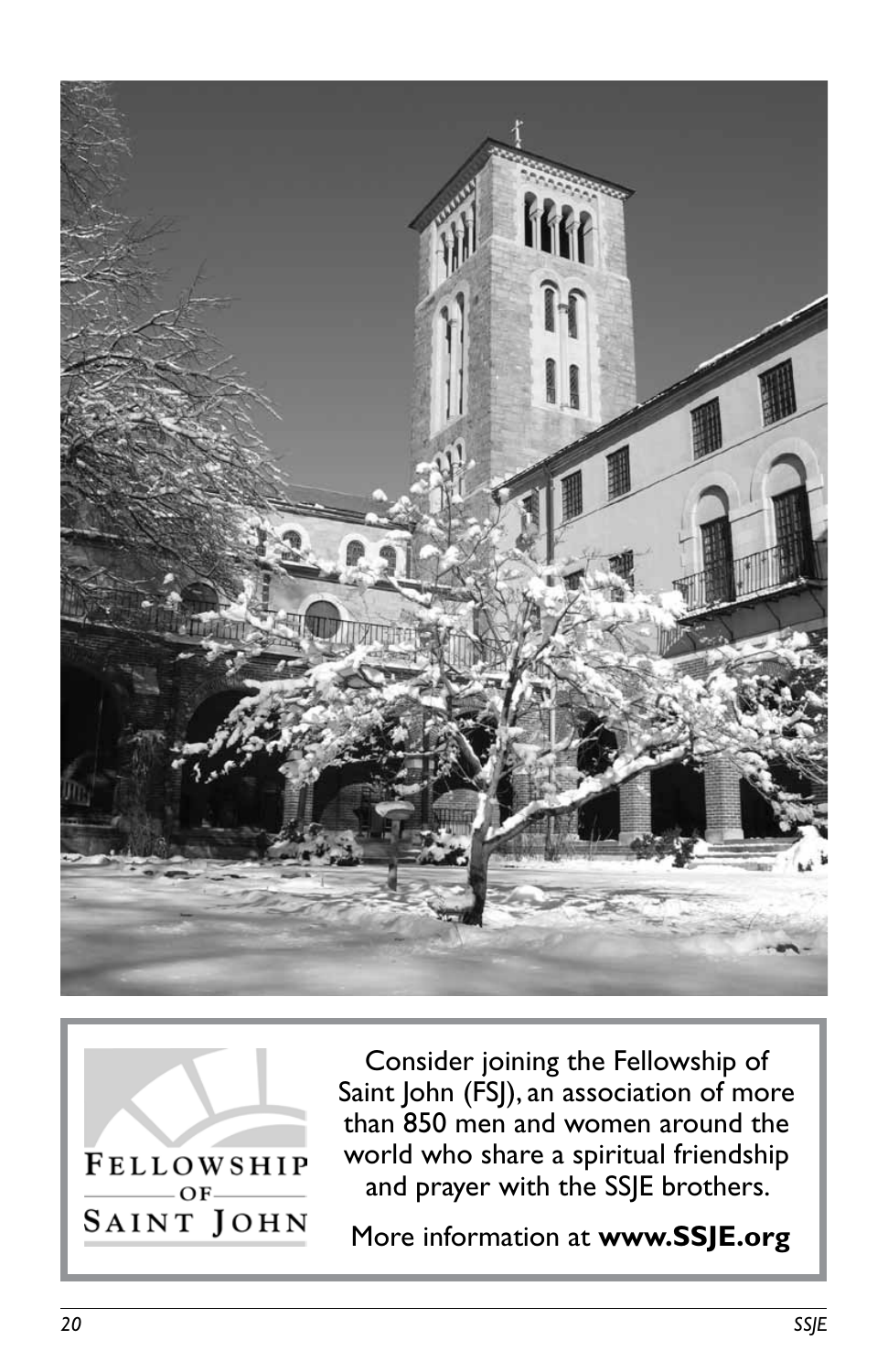Consider joining the Fellowship of Saint John (FSJ), an association of more than 850 men and women around the world who share a spiritual friendship and prayer with the SSJE brothers.

More information at **www.SSJE.org**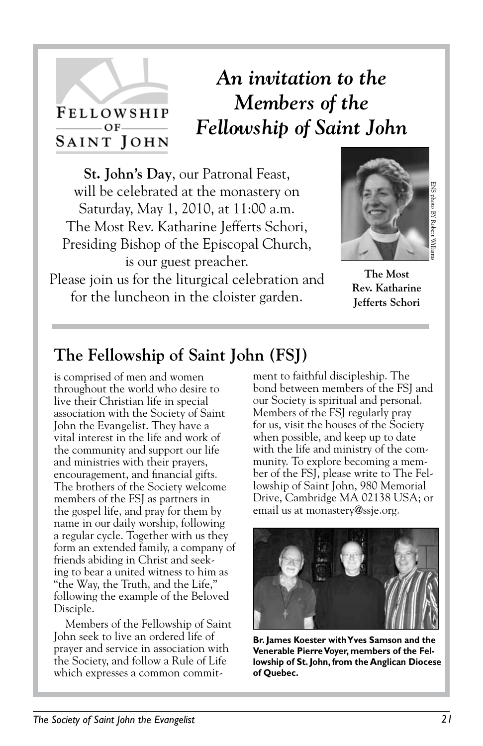FELLOWSHIP OF SAINT JOHN

# *An invitation to the Members of the Fellowship of Saint John*

**St. John's Day**, our Patronal Feast, will be celebrated at the monastery on Saturday, May 1, 2010, at 11:00 a.m. The Most Rev. Katharine Jefferts Schori, Presiding Bishop of the Episcopal Church, is our guest preacher. Please join us for the liturgical celebration and for the luncheon in the cloister garden.

ENS photo BY Robert Williams

**The Most Rev. Katharine Jefferts Schori**

## The Fellowship of Saint John (FSJ)

is comprised of men and women throughout the world who desire to live their Christian life in special association with the Society of Saint John the Evangelist. They have a vital interest in the life and work of the community and support our life and ministries with their prayers, encouragement, and financial gifts. The brothers of the Society welcome members of the FSJ as partners in the gospel life, and pray for them by name in our daily worship, following a regular cycle. Together with us they form an extended family, a company of friends abiding in Christ and seeking to bear a united witness to him as "the Way, the Truth, and the Life," following the example of the Beloved Disciple.

Members of the Fellowship of Saint John seek to live an ordered life of prayer and service in association with the Society, and follow a Rule of Life which expresses a common commitment to faithful discipleship. The bond between members of the FSJ and our Society is spiritual and personal. Members of the FSJ regularly pray for us, visit the houses of the Society when possible, and keep up to date with the life and ministry of the community. To explore becoming a member of the FSJ, please write to The Fellowship of Saint John, 980 Memorial Drive, Cambridge MA 02138 USA; or email us at monastery@ssje.org.

**Br. James Koester with Yves Samson and the Venerable Pierre Voyer, members of the Fellowship of St. John, from the Anglican Diocese of Quebec.**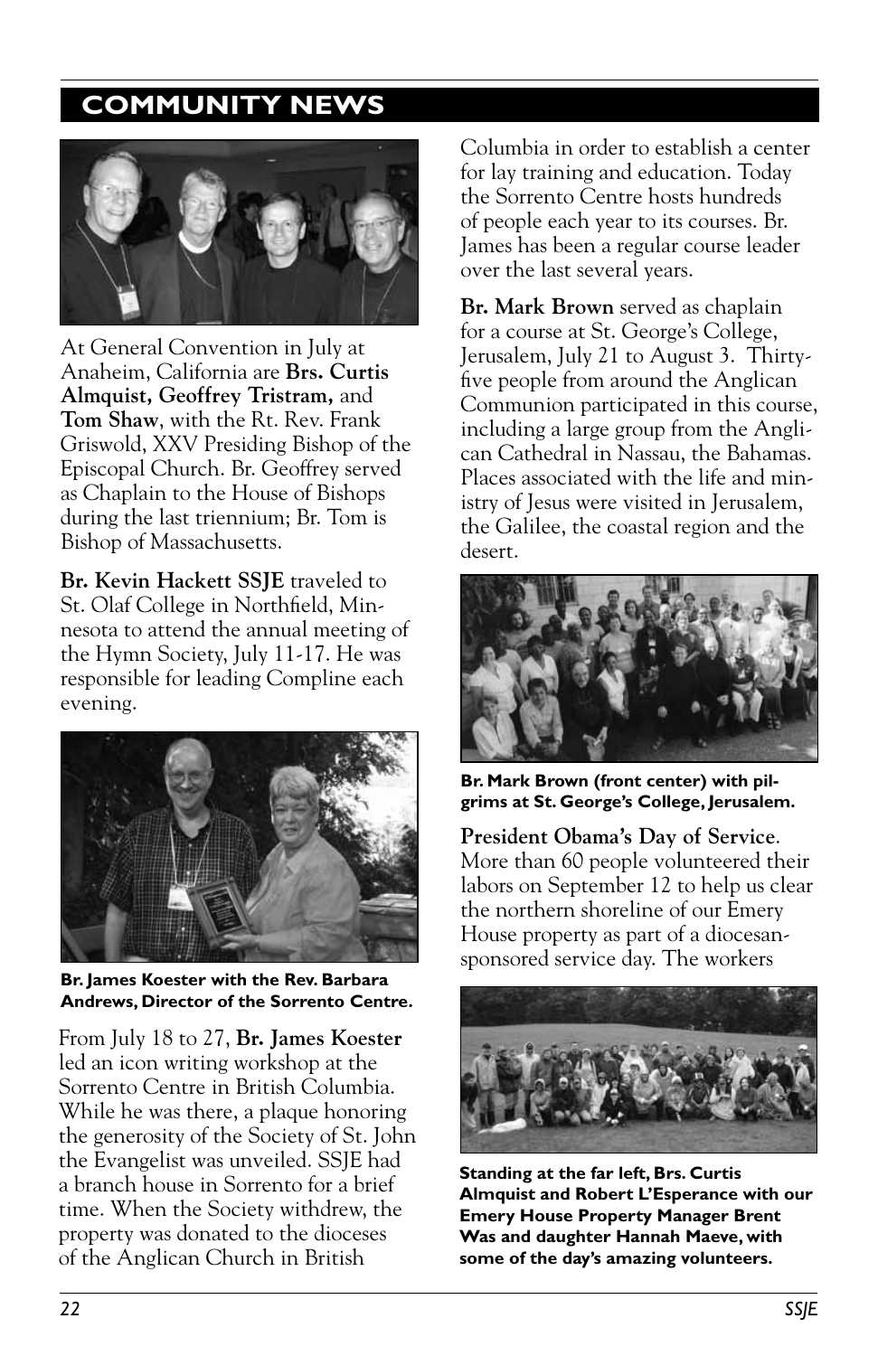# COMMUNITY NEWS

At General Convention in July at Anaheim, California are **Brs. Curtis Almquist, Geoffrey Tristram,** and **Tom Shaw**, with the Rt. Rev. Frank Griswold, XXV Presiding Bishop of the Episcopal Church. Br. Geoffrey served as Chaplain to the House of Bishops during the last triennium; Br. Tom is Bishop of Massachusetts.

**Br. Kevin Hackett SSJE** traveled to St. Olaf College in Northfield, Minnesota to attend the annual meeting of the Hymn Society, July 11-17. He was responsible for leading Compline each evening.

**Br. James Koester with the Rev. Barbara Andrews, Director of the Sorrento Centre.**

From July 18 to 27, **Br. James Koester** led an icon writing workshop at the Sorrento Centre in British Columbia. While he was there, a plaque honoring the generosity of the Society of St. John the Evangelist was unveiled. SSJE had a branch house in Sorrento for a brief time. When the Society withdrew, the property was donated to the dioceses of the Anglican Church in British Columbia in order to establish a center for lay training and education. Today the Sorrento Centre hosts hundreds of people each year to its courses. Br. James has been a regular course leader over the last several years.

**Br. Mark Brown** served as chaplain for a course at St. George's College, Jerusalem, July 21 to August 3. Thirty-five people from around the Anglican Communion participated in this course, including a large group from the Anglican Cathedral in Nassau, the Bahamas. Places associated with the life and ministry of Jesus were visited in Jerusalem, the Galilee, the coastal region and the desert.

**Br. Mark Brown (front center) with pilgrims at St. George's College, Jerusalem.**

**President Obama's Day of Service**. More than 60 people volunteered their labors on September 12 to help us clear the northern shoreline of our Emery House property as part of a diocesan-sponsored service day. The workers

**Standing at the far left, Brs. Curtis Almquist and Robert L'Esperance with our Emery House Property Manager Brent Was and daughter Hannah Maeve, with some of the day's amazing volunteers.**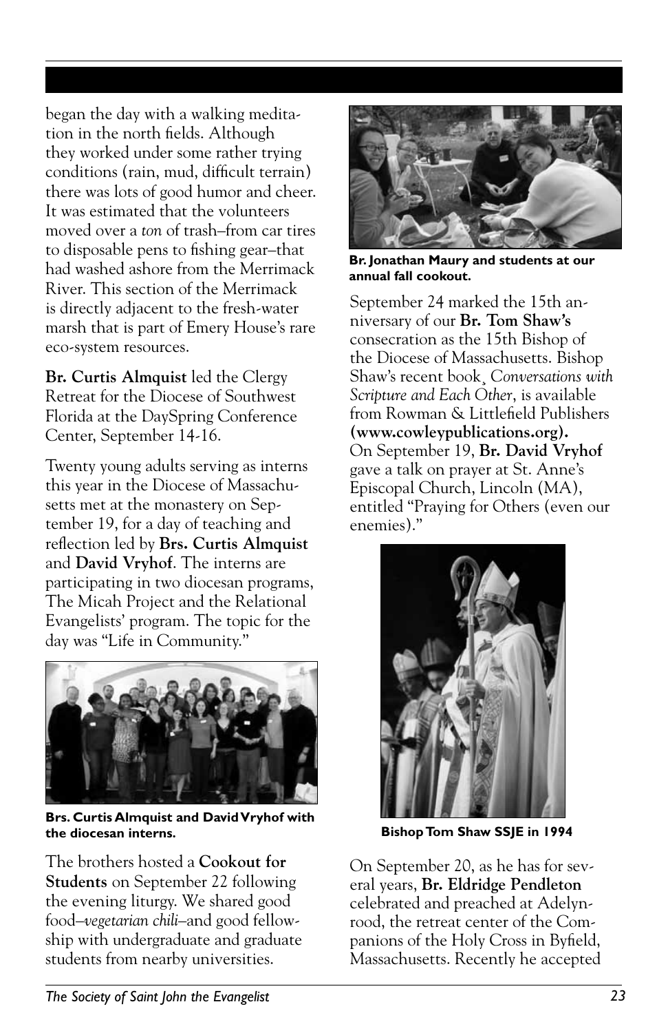began the day with a walking meditation in the north fields. Although they worked under some rather trying conditions (rain, mud, difficult terrain) there was lots of good humor and cheer. It was estimated that the volunteers moved over a *ton* of trash–from car tires to disposable pens to fishing gear–that had washed ashore from the Merrimack River. This section of the Merrimack is directly adjacent to the fresh-water marsh that is part of Emery House's rare eco-system resources.

**Br. Curtis Almquist** led the Clergy Retreat for the Diocese of Southwest Florida at the DaySpring Conference Center, September 14-16.

Twenty young adults serving as interns this year in the Diocese of Massachusetts met at the monastery on September 19, for a day of teaching and reflection led by **Brs. Curtis Almquist** and **David Vryhof**. The interns are participating in two diocesan programs, The Micah Project and the Relational Evangelists' program. The topic for the day was "Life in Community."

**Brs. Curtis Almquist and David Vryhof with the diocesan interns.**

The brothers hosted a **Cookout for Students** on September 22 following the evening liturgy. We shared good food–*vegetarian chili*–and good fellowship with undergraduate and graduate students from nearby universities.

**Br. Jonathan Maury and students at our annual fall cookout.**

September 24 marked the 15th anniversary of our **Br. Tom Shaw's** consecration as the 15th Bishop of the Diocese of Massachusetts. Bishop Shaw's recent book¸ *Conversations with Scripture and Each Other*, is available from Rowman & Littlefield Publishers **(www.cowleypublications.org).** On September 19, **Br. David Vryhof** gave a talk on prayer at St. Anne's Episcopal Church, Lincoln (MA), entitled "Praying for Others (even our enemies)."

**Bishop Tom Shaw SSJE in 1994**

On September 20, as he has for several years, **Br. Eldridge Pendleton** celebrated and preached at Adelynrood, the retreat center of the Companions of the Holy Cross in Byfield, Massachusetts. Recently he accepted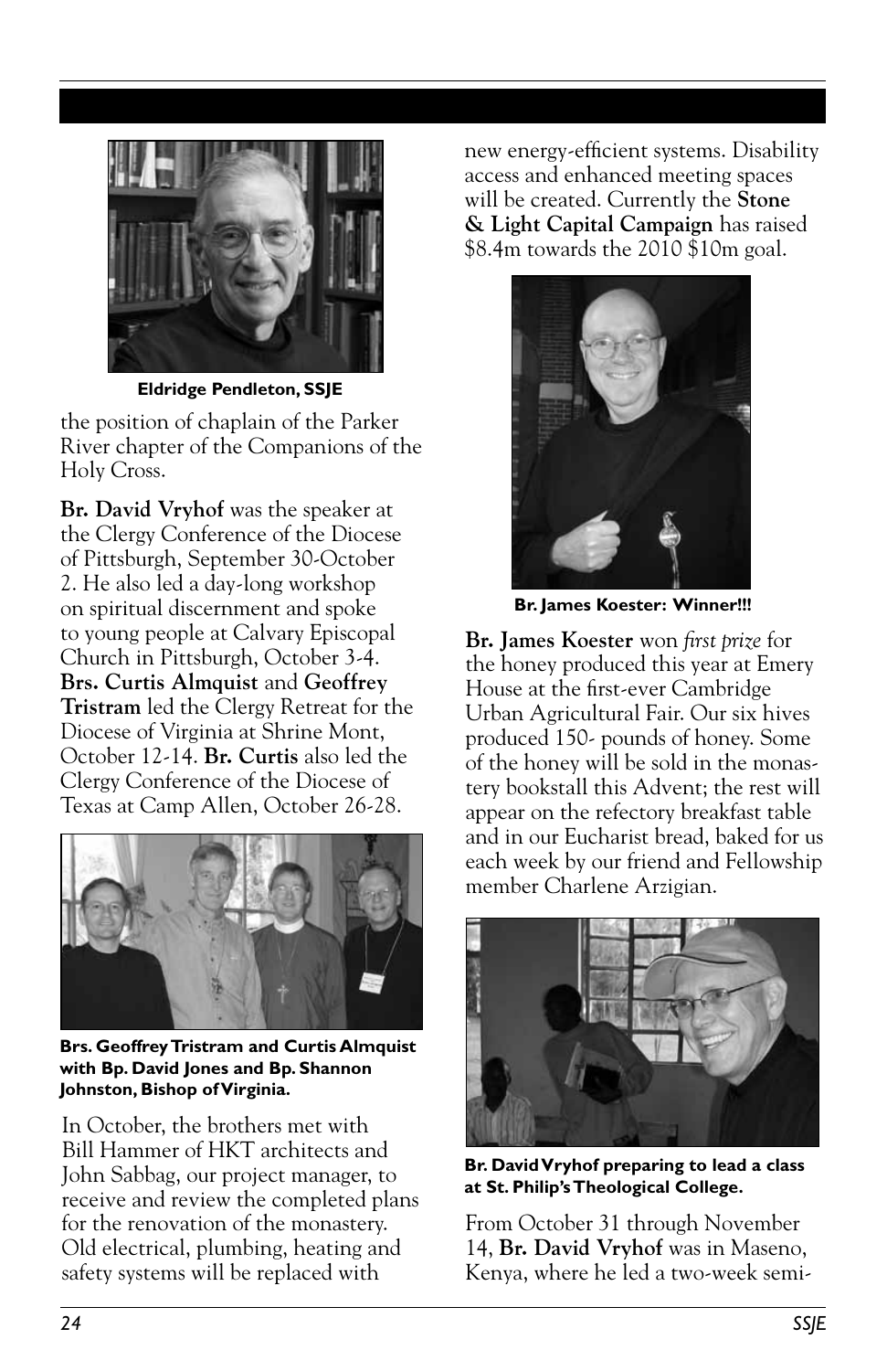**Eldridge Pendleton, SSJE**

the position of chaplain of the Parker River chapter of the Companions of the Holy Cross.

**Br. David Vryhof** was the speaker at the Clergy Conference of the Diocese of Pittsburgh, September 30-October 2. He also led a day-long workshop on spiritual discernment and spoke to young people at Calvary Episcopal Church in Pittsburgh, October 3-4. **Brs. Curtis Almquist** and **Geoffrey Tristram** led the Clergy Retreat for the Diocese of Virginia at Shrine Mont, October 12-14. **Br. Curtis** also led the Clergy Conference of the Diocese of Texas at Camp Allen, October 26-28.

**Brs. Geoffrey Tristram and Curtis Almquist with Bp. David Jones and Bp. Shannon Johnston, Bishop of Virginia.**

In October, the brothers met with Bill Hammer of HKT architects and John Sabbag, our project manager, to receive and review the completed plans for the renovation of the monastery. Old electrical, plumbing, heating and safety systems will be replaced with new energy-efficient systems. Disability access and enhanced meeting spaces will be created. Currently the **Stone & Light Capital Campaign** has raised $8.4m towards the 2010 $10m goal.

**Br. James Koester: Winner!!!**

**Br. James Koester** won *first prize* for the honey produced this year at Emery House at the first-ever Cambridge Urban Agricultural Fair. Our six hives produced 150- pounds of honey. Some of the honey will be sold in the monastery bookstall this Advent; the rest will appear on the refectory breakfast table and in our Eucharist bread, baked for us each week by our friend and Fellowship member Charlene Arzigian.

**Br. David Vryhof preparing to lead a class at St. Philip's Theological College.**

From October 31 through November 14, **Br. David Vryhof** was in Maseno, Kenya, where he led a two-week semi-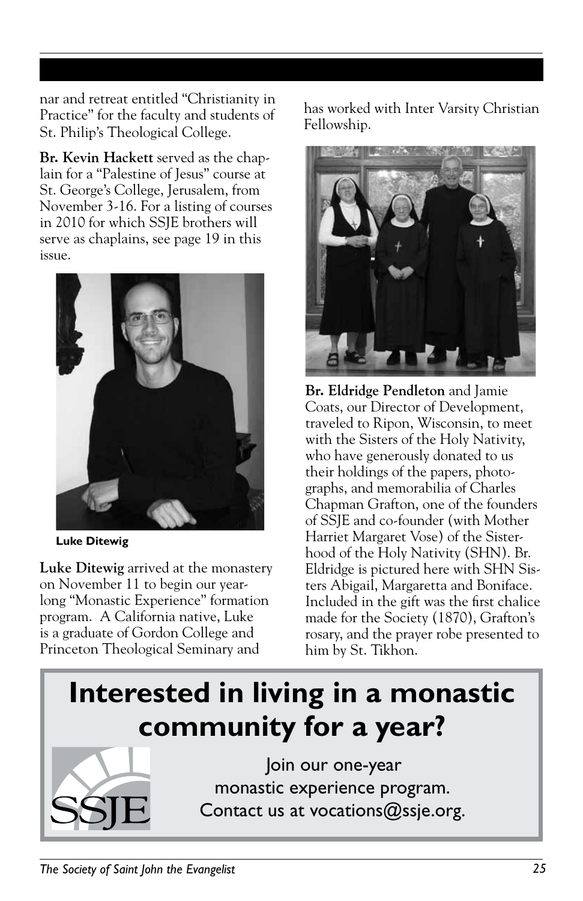nar and retreat entitled "Christianity in Practice" for the faculty and students of St. Philip's Theological College.

**Br. Kevin Hackett** served as the chaplain for a "Palestine of Jesus" course at St. George's College, Jerusalem, from November 3-16. For a listing of courses in 2010 for which SSJE brothers will serve as chaplains, see page 19 in this issue.

**Luke Ditewig**

**Luke Ditewig** arrived at the monastery on November 11 to begin our year-long "Monastic Experience" formation program. A California native, Luke is a graduate of Gordon College and Princeton Theological Seminary and has worked with Inter Varsity Christian Fellowship.

**Br. Eldridge Pendleton** and Jamie Coats, our Director of Development, traveled to Ripon, Wisconsin, to meet with the Sisters of the Holy Nativity, who have generously donated to us their holdings of the papers, photographs, and memorabilia of Charles Chapman Grafton, one of the founders of SSJE and co-founder (with Mother Harriet Margaret Vose) of the Sisterhood of the Holy Nativity (SHN). Br. Eldridge is pictured here with SHN Sisters Abigail, Margaretta and Boniface. Included in the gift was the first chalice made for the Society (1870), Grafton's rosary, and the prayer robe presented to him by St. Tikhon.

# Interested in living in a monastic community for a year?

SSJE

Join our one-year monastic experience program. Contact us at vocations@ssje.org.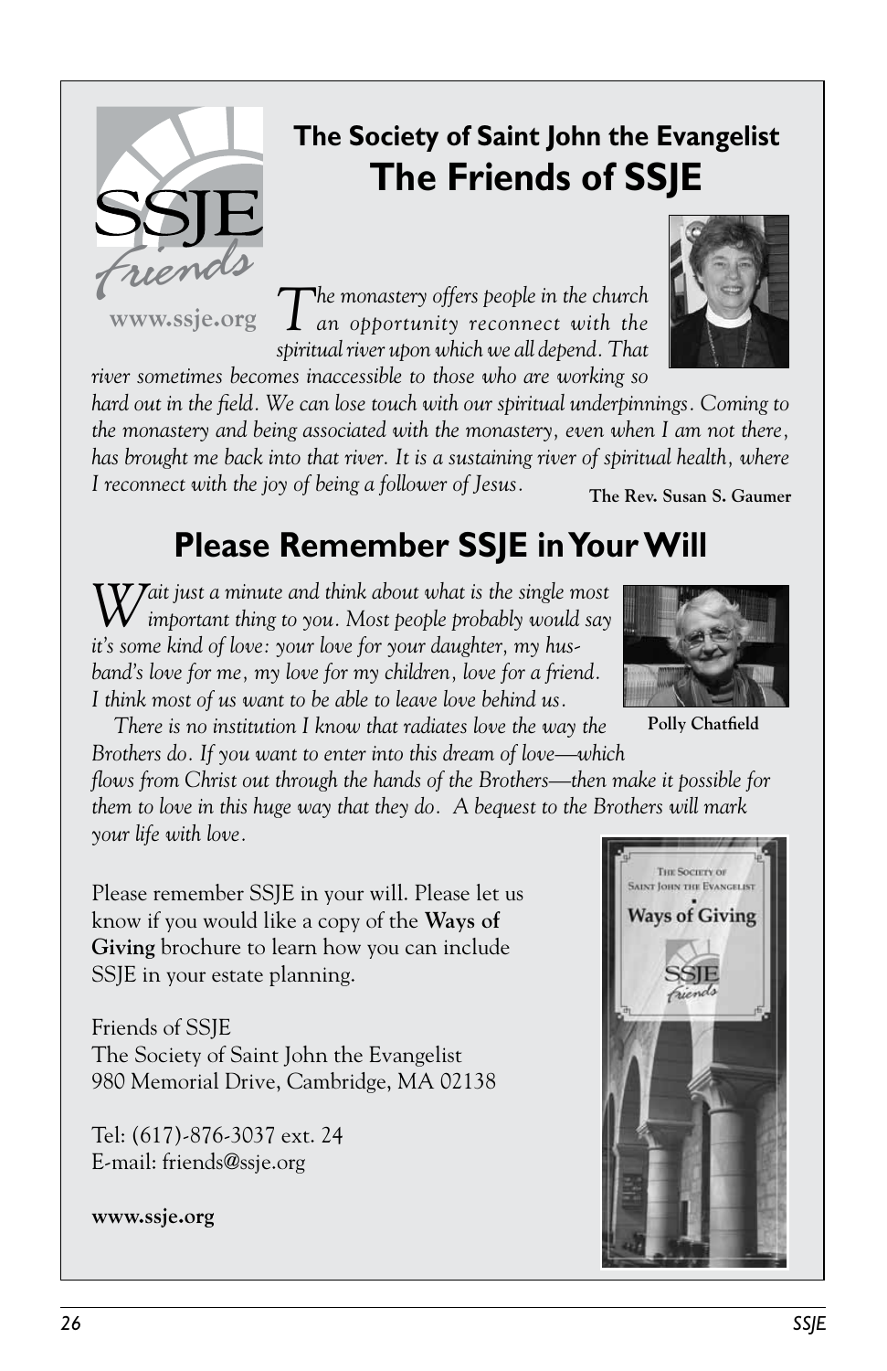## The Society of Saint John the Evangelist

# The Friends of SSJE

www.ssje.org

*The monastery offers people in the church an opportunity reconnect with the spiritual river upon which we all depend. That river sometimes becomes inaccessible to those who are working so hard out in the field. We can lose touch with our spiritual underpinnings. Coming to the monastery and being associated with the monastery, even when I am not there, has brought me back into that river. It is a sustaining river of spiritual health, where I reconnect with the joy of being a follower of Jesus.*

**The Rev. Susan S. Gaumer**

## Please Remember SSJE in Your Will

*Wait just a minute and think about what is the single most important thing to you. Most people probably would say it's some kind of love: your love for your daughter, my husband's love for me, my love for my children, love for a friend. I think most of us want to be able to leave love behind us.*

*There is no institution I know that radiates love the way the Brothers do. If you want to enter into this dream of love—which flows from Christ out through the hands of the Brothers—then make it possible for them to love in this huge way that they do. A bequest to the Brothers will mark your life with love.*

**Polly Chatfield**

Please remember SSJE in your will. Please let us know if you would like a copy of the **Ways of Giving** brochure to learn how you can include SSJE in your estate planning.

Friends of SSJE
The Society of Saint John the Evangelist
980 Memorial Drive, Cambridge, MA 02138

Tel: (617)-876-3037 ext. 24
E-mail: friends@ssje.org

**www.ssje.org**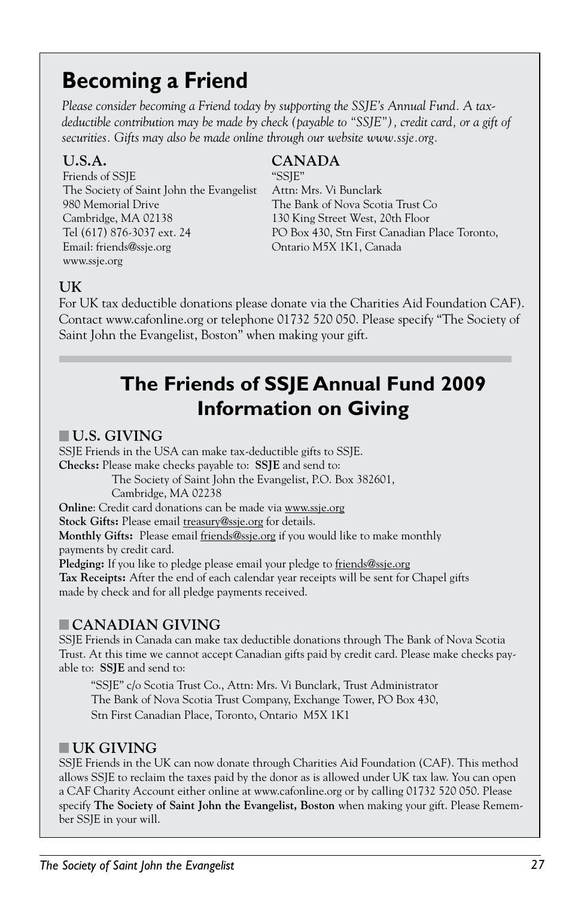# Becoming a Friend

*Please consider becoming a Friend today by supporting the SSJE's Annual Fund. A tax-deductible contribution may be made by check (payable to "SSJE"), credit card, or a gift of securities. Gifts may also be made online through our website www.ssje.org.*

**U.S.A.**

Friends of SSJE
The Society of Saint John the Evangelist
980 Memorial Drive
Cambridge, MA 02138
Tel (617) 876-3037 ext. 24
Email: friends@ssje.org
www.ssje.org

**CANADA**

"SSJE"
Attn: Mrs. Vi Bunclark
The Bank of Nova Scotia Trust Co
130 King Street West, 20th Floor
PO Box 430, Stn First Canadian Place Toronto, Ontario M5X 1K1, Canada

**UK**

For UK tax deductible donations please donate via the Charities Aid Foundation CAF). Contact www.cafonline.org or telephone 01732 520 050. Please specify "The Society of Saint John the Evangelist, Boston" when making your gift.

# The Friends of SSJE Annual Fund 2009 Information on Giving

## U.S. GIVING

SSJE Friends in the USA can make tax-deductible gifts to SSJE.

**Checks:** Please make checks payable to: **SSJE** and send to:
The Society of Saint John the Evangelist, P.O. Box 382601,
Cambridge, MA 02238

**Online**: Credit card donations can be made via www.ssje.org

**Stock Gifts:** Please email treasury@ssje.org for details.

**Monthly Gifts:** Please email friends@ssje.org if you would like to make monthly payments by credit card.

**Pledging:** If you like to pledge please email your pledge to friends@ssje.org

**Tax Receipts:** After the end of each calendar year receipts will be sent for Chapel gifts made by check and for all pledge payments received.

## CANADIAN GIVING

SSJE Friends in Canada can make tax deductible donations through The Bank of Nova Scotia Trust. At this time we cannot accept Canadian gifts paid by credit card. Please make checks payable to: **SSJE** and send to:

"SSJE" c/o Scotia Trust Co., Attn: Mrs. Vi Bunclark, Trust Administrator
The Bank of Nova Scotia Trust Company, Exchange Tower, PO Box 430,
Stn First Canadian Place, Toronto, Ontario M5X 1K1

## UK GIVING

SSJE Friends in the UK can now donate through Charities Aid Foundation (CAF). This method allows SSJE to reclaim the taxes paid by the donor as is allowed under UK tax law. You can open a CAF Charity Account either online at www.cafonline.org or by calling 01732 520 050. Please specify **The Society of Saint John the Evangelist, Boston** when making your gift. Please Remember SSJE in your will.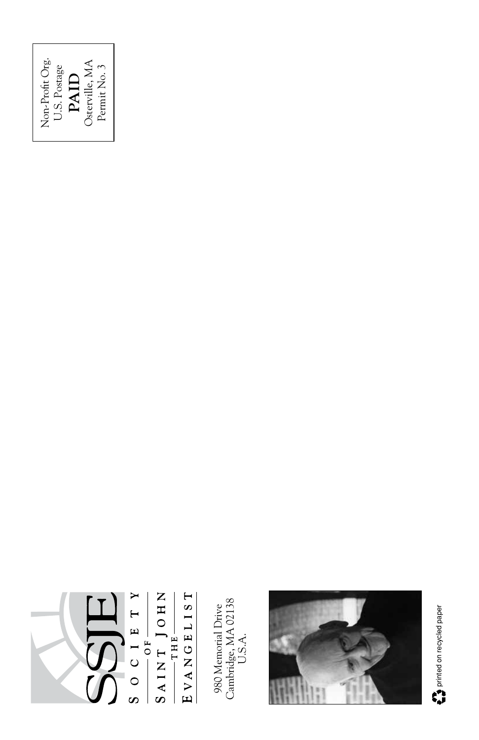Non-Profit Org.
U.S. Postage
**PAID**
Osterville, MA
Permit No. 3

SSJE

SOCIETY OF SAINT JOHN THE EVANGELIST

980 Memorial Drive
Cambridge, MA 02138
U.S.A.

printed on recycled paper